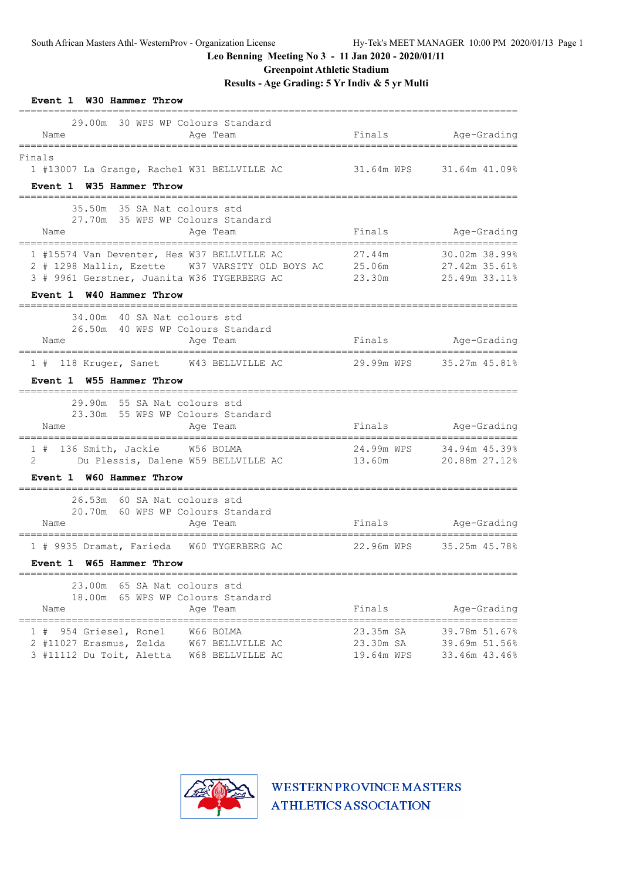South African Masters Athl- WesternProv - Organization License    Hy-Tek's MEET MANAGER 10:00 PM 2020/01/13

# Leo Benning Meeting No 3 - 11 Jan 2020 - 2020/01/11

## Greenpoint Athletic Stadium

## Results - Age Grading: 5 Yr Indiv & 5 yr Multi

### Event 1 W30 Hammer Throw

29.00m 30 WPS WP Colours Standard

Finals

| Place | Name | Age | Team | Finals | | Age-Grading | |
|---|---|---|---|---|---|---|---|
| 1 | #13007 La Grange, Rachel | W31 | BELLVILLE AC | 31.64m | WPS | 31.64m | 41.09% |

### Event 1 W35 Hammer Throw

35.50m 35 SA Nat colours std
27.70m 35 WPS WP Colours Standard

| Place | Name | Age | Team | Finals | | Age-Grading | |
|---|---|---|---|---|---|---|---|
| 1 | #15574 Van Deventer, Hes | W37 | BELLVILLE AC | 27.44m | | 30.02m | 38.99% |
| 2 | # 1298 Mallin, Ezette | W37 | VARSITY OLD BOYS AC | 25.06m | | 27.42m | 35.61% |
| 3 | # 9961 Gerstner, Juanita | W36 | TYGERBERG AC | 23.30m | | 25.49m | 33.11% |

### Event 1 W40 Hammer Throw

34.00m 40 SA Nat colours std
26.50m 40 WPS WP Colours Standard

| Place | Name | Age | Team | Finals | | Age-Grading | |
|---|---|---|---|---|---|---|---|
| 1 | # 118 Kruger, Sanet | W43 | BELLVILLE AC | 29.99m | WPS | 35.27m | 45.81% |

### Event 1 W55 Hammer Throw

29.90m 55 SA Nat colours std
23.30m 55 WPS WP Colours Standard

| Place | Name | Age | Team | Finals | | Age-Grading | |
|---|---|---|---|---|---|---|---|
| 1 | # 136 Smith, Jackie | W56 | BOLMA | 24.99m | WPS | 34.94m | 45.39% |
| 2 | Du Plessis, Dalene | W59 | BELLVILLE AC | 13.60m | | 20.88m | 27.12% |

### Event 1 W60 Hammer Throw

26.53m 60 SA Nat colours std
20.70m 60 WPS WP Colours Standard

| Place | Name | Age | Team | Finals | | Age-Grading | |
|---|---|---|---|---|---|---|---|
| 1 | # 9935 Dramat, Farieda | W60 | TYGERBERG AC | 22.96m | WPS | 35.25m | 45.78% |

### Event 1 W65 Hammer Throw

23.00m 65 SA Nat colours std
18.00m 65 WPS WP Colours Standard

| Place | Name | Age | Team | Finals | | Age-Grading | |
|---|---|---|---|---|---|---|---|
| 1 | # 954 Griesel, Ronel | W66 | BOLMA | 23.35m | SA | 39.78m | 51.67% |
| 2 | #11027 Erasmus, Zelda | W67 | BELLVILLE AC | 23.30m | SA | 39.69m | 51.56% |
| 3 | #11112 Du Toit, Aletta | W68 | BELLVILLE AC | 19.64m | WPS | 33.46m | 43.46% |

WESTERN PROVINCE MASTERS ATHLETICS ASSOCIATION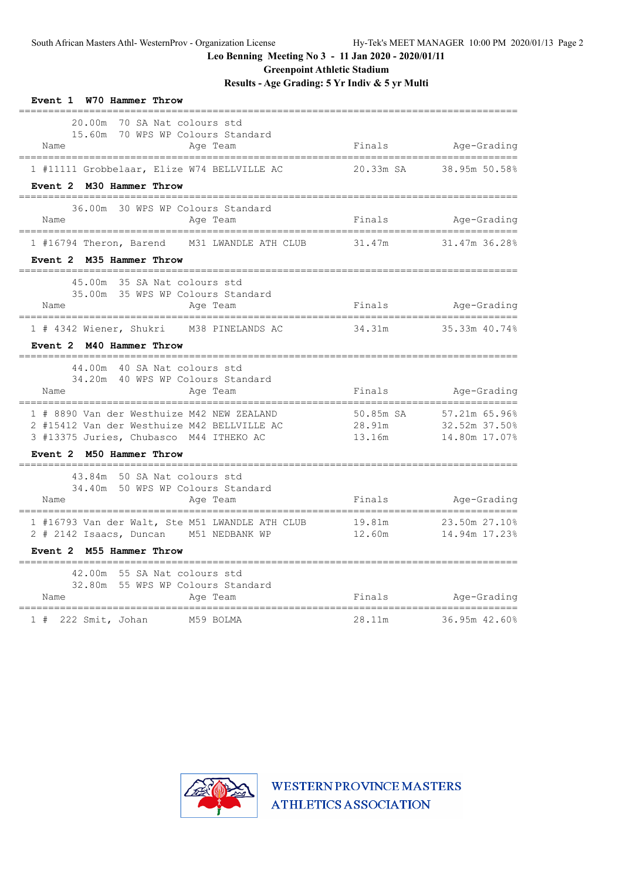South African Masters Athl- WesternProv - Organization License

Hy-Tek's MEET MANAGER 10:00 PM 2020/01/13

**Leo Benning Meeting No 3 - 11 Jan 2020 - 2020/01/11**

**Greenpoint Athletic Stadium**

**Results - Age Grading: 5 Yr Indiv & 5 yr Multi**

### Event 1 W70 Hammer Throw

20.00m 70 SA Nat colours std
15.60m 70 WPS WP Colours Standard

| | Name | Age | Team | Finals | Age-Grading | |
|---|---|---|---|---|---|---|
| 1 | #11111 Grobbelaar, Elize | W74 | BELLVILLE AC | 20.33m SA | 38.95m | 50.58% |

### Event 2 M30 Hammer Throw

36.00m 30 WPS WP Colours Standard

| | Name | Age | Team | Finals | Age-Grading | |
|---|---|---|---|---|---|---|
| 1 | #16794 Theron, Barend | M31 | LWANDLE ATH CLUB | 31.47m | 31.47m | 36.28% |

### Event 2 M35 Hammer Throw

45.00m 35 SA Nat colours std
35.00m 35 WPS WP Colours Standard

| | Name | Age | Team | Finals | Age-Grading | |
|---|---|---|---|---|---|---|
| 1 | # 4342 Wiener, Shukri | M38 | PINELANDS AC | 34.31m | 35.33m | 40.74% |

### Event 2 M40 Hammer Throw

44.00m 40 SA Nat colours std
34.20m 40 WPS WP Colours Standard

| | Name | Age | Team | Finals | Age-Grading | |
|---|---|---|---|---|---|---|
| 1 | # 8890 Van der Westhuize | M42 | NEW ZEALAND | 50.85m SA | 57.21m | 65.96% |
| 2 | #15412 Van der Westhuize | M42 | BELLVILLE AC | 28.91m | 32.52m | 37.50% |
| 3 | #13375 Juries, Chubasco | M44 | ITHEKO AC | 13.16m | 14.80m | 17.07% |

### Event 2 M50 Hammer Throw

43.84m 50 SA Nat colours std
34.40m 50 WPS WP Colours Standard

| | Name | Age | Team | Finals | Age-Grading | |
|---|---|---|---|---|---|---|
| 1 | #16793 Van der Walt, Ste | M51 | LWANDLE ATH CLUB | 19.81m | 23.50m | 27.10% |
| 2 | # 2142 Isaacs, Duncan | M51 | NEDBANK WP | 12.60m | 14.94m | 17.23% |

### Event 2 M55 Hammer Throw

42.00m 55 SA Nat colours std
32.80m 55 WPS WP Colours Standard

| | Name | Age | Team | Finals | Age-Grading | |
|---|---|---|---|---|---|---|
| 1 | # 222 Smit, Johan | M59 | BOLMA | 28.11m | 36.95m | 42.60% |

WESTERN PROVINCE MASTERS ATHLETICS ASSOCIATION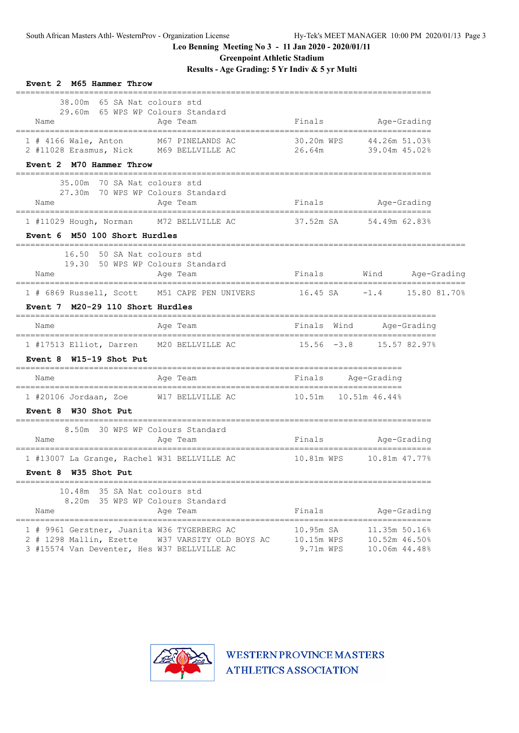Leo Benning Meeting No 3 - 11 Jan 2020 - 2020/01/11

Greenpoint Athletic Stadium

Results - Age Grading: 5 Yr Indiv & 5 yr Multi

### Event 2 M65 Hammer Throw

38.00m 65 SA Nat colours std
29.60m 65 WPS WP Colours Standard

| Name | Age | Team | Finals | Age-Grading |
|---|---|---|---|---|
| 1 # 4166 Wale, Anton | M67 | PINELANDS AC | 30.20m WPS | 44.26m 51.03% |
| 2 #11028 Erasmus, Nick | M69 | BELLVILLE AC | 26.64m | 39.04m 45.02% |

### Event 2 M70 Hammer Throw

35.00m 70 SA Nat colours std
27.30m 70 WPS WP Colours Standard

| Name | Age | Team | Finals | Age-Grading |
|---|---|---|---|---|
| 1 #11029 Hough, Norman | M72 | BELLVILLE AC | 37.52m SA | 54.49m 62.83% |

### Event 6 M50 100 Short Hurdles

16.50 50 SA Nat colours std
19.30 50 WPS WP Colours Standard

| Name | Age | Team | Finals | Wind | Age-Grading |
|---|---|---|---|---|---|
| 1 # 6869 Russell, Scott | M51 | CAPE PEN UNIVERS | 16.45 SA | -1.4 | 15.80 81.70% |

### Event 7 M20-29 110 Short Hurdles

| Name | Age | Team | Finals | Wind | Age-Grading |
|---|---|---|---|---|---|
| 1 #17513 Elliot, Darren | M20 | BELLVILLE AC | 15.56 | -3.8 | 15.57 82.97% |

### Event 8 W15-19 Shot Put

| Name | Age | Team | Finals | Age-Grading |
|---|---|---|---|---|
| 1 #20106 Jordaan, Zoe | W17 | BELLVILLE AC | 10.51m | 10.51m 46.44% |

### Event 8 W30 Shot Put

8.50m 30 WPS WP Colours Standard

| Name | Age | Team | Finals | Age-Grading |
|---|---|---|---|---|
| 1 #13007 La Grange, Rachel | W31 | BELLVILLE AC | 10.81m WPS | 10.81m 47.77% |

### Event 8 W35 Shot Put

10.48m 35 SA Nat colours std
8.20m 35 WPS WP Colours Standard

| Name | Age | Team | Finals | Age-Grading |
|---|---|---|---|---|
| 1 # 9961 Gerstner, Juanita | W36 | TYGERBERG AC | 10.95m SA | 11.35m 50.16% |
| 2 # 1298 Mallin, Ezette | W37 | VARSITY OLD BOYS AC | 10.15m WPS | 10.52m 46.50% |
| 3 #15574 Van Deventer, Hes | W37 | BELLVILLE AC | 9.71m WPS | 10.06m 44.48% |

WESTERN PROVINCE MASTERS ATHLETICS ASSOCIATION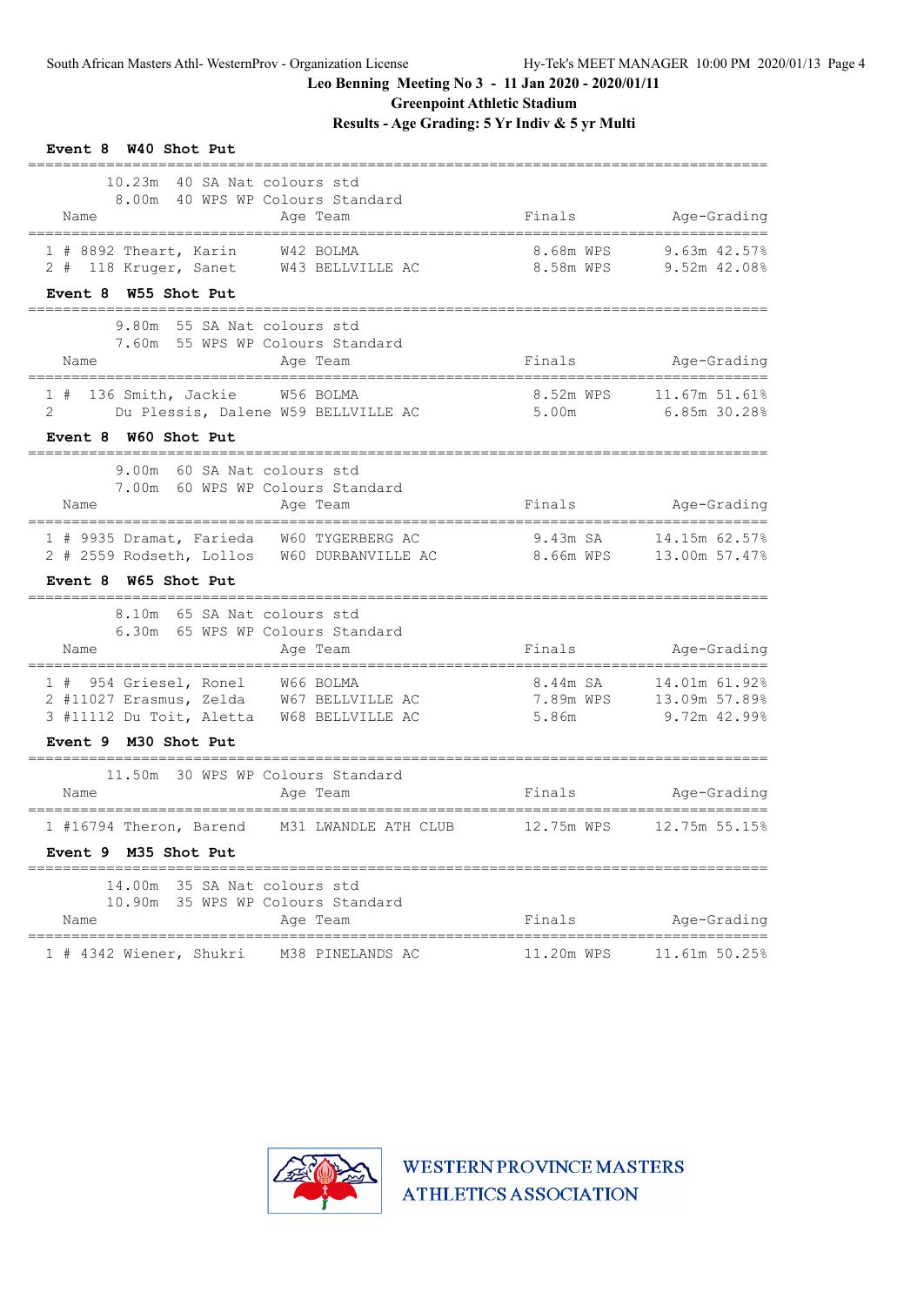Leo Benning Meeting No 3 - 11 Jan 2020 - 2020/01/11

Greenpoint Athletic Stadium

Results - Age Grading: 5 Yr Indiv & 5 yr Multi

### Event 8 W40 Shot Put

10.23m 40 SA Nat colours std
8.00m 40 WPS WP Colours Standard

| | Name | Age | Team | Finals | | Age-Grading | |
|---|---|---|---|---|---|---|---|
| 1 | # 8892 Theart, Karin | W42 | BOLMA | 8.68m | WPS | 9.63m | 42.57% |
| 2 | # 118 Kruger, Sanet | W43 | BELLVILLE AC | 8.58m | WPS | 9.52m | 42.08% |

### Event 8 W55 Shot Put

9.80m 55 SA Nat colours std
7.60m 55 WPS WP Colours Standard

| | Name | Age | Team | Finals | | Age-Grading | |
|---|---|---|---|---|---|---|---|
| 1 | # 136 Smith, Jackie | W56 | BOLMA | 8.52m | WPS | 11.67m | 51.61% |
| 2 | Du Plessis, Dalene | W59 | BELLVILLE AC | 5.00m | | 6.85m | 30.28% |

### Event 8 W60 Shot Put

9.00m 60 SA Nat colours std
7.00m 60 WPS WP Colours Standard

| | Name | Age | Team | Finals | | Age-Grading | |
|---|---|---|---|---|---|---|---|
| 1 | # 9935 Dramat, Farieda | W60 | TYGERBERG AC | 9.43m | SA | 14.15m | 62.57% |
| 2 | # 2559 Rodseth, Lollos | W60 | DURBANVILLE AC | 8.66m | WPS | 13.00m | 57.47% |

### Event 8 W65 Shot Put

8.10m 65 SA Nat colours std
6.30m 65 WPS WP Colours Standard

| | Name | Age | Team | Finals | | Age-Grading | |
|---|---|---|---|---|---|---|---|
| 1 | # 954 Griesel, Ronel | W66 | BOLMA | 8.44m | SA | 14.01m | 61.92% |
| 2 | #11027 Erasmus, Zelda | W67 | BELLVILLE AC | 7.89m | WPS | 13.09m | 57.89% |
| 3 | #11112 Du Toit, Aletta | W68 | BELLVILLE AC | 5.86m | | 9.72m | 42.99% |

### Event 9 M30 Shot Put

11.50m 30 WPS WP Colours Standard

| | Name | Age | Team | Finals | | Age-Grading | |
|---|---|---|---|---|---|---|---|
| 1 | #16794 Theron, Barend | M31 | LWANDLE ATH CLUB | 12.75m | WPS | 12.75m | 55.15% |

### Event 9 M35 Shot Put

14.00m 35 SA Nat colours std
10.90m 35 WPS WP Colours Standard

| | Name | Age | Team | Finals | | Age-Grading | |
|---|---|---|---|---|---|---|---|
| 1 | # 4342 Wiener, Shukri | M38 | PINELANDS AC | 11.20m | WPS | 11.61m | 50.25% |

WESTERN PROVINCE MASTERS ATHLETICS ASSOCIATION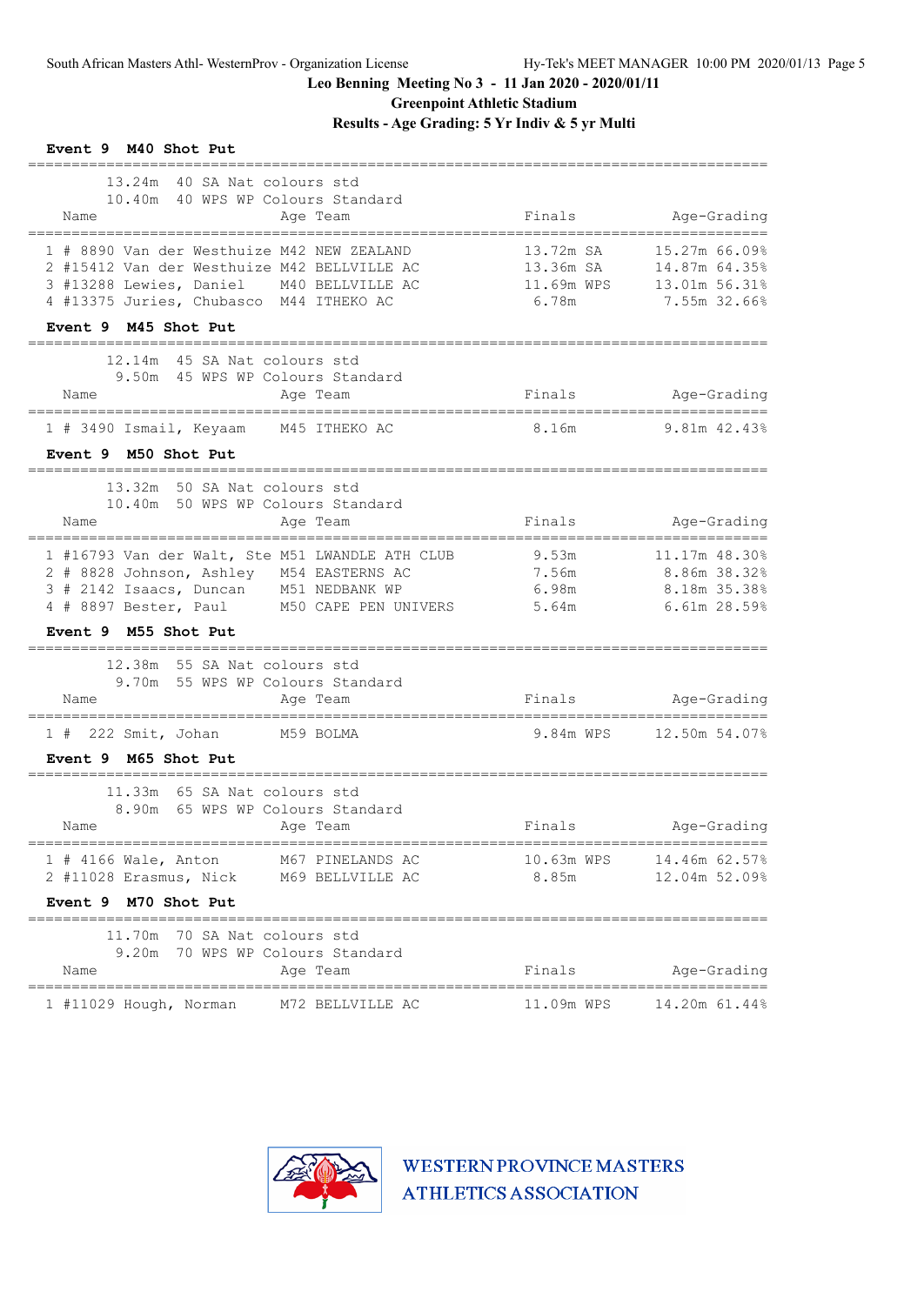Leo Benning Meeting No 3 - 11 Jan 2020 - 2020/01/11

Greenpoint Athletic Stadium

Results - Age Grading: 5 Yr Indiv & 5 yr Multi

### Event 9 M40 Shot Put

13.24m 40 SA Nat colours std
10.40m 40 WPS WP Colours Standard

| Place | Name | Age | Team | Finals | Age-Grading |
|---|---|---|---|---|---|
| 1 | # 8890 Van der Westhuize | M42 | NEW ZEALAND | 13.72m SA | 15.27m 66.09% |
| 2 | #15412 Van der Westhuize | M42 | BELLVILLE AC | 13.36m SA | 14.87m 64.35% |
| 3 | #13288 Lewies, Daniel | M40 | BELLVILLE AC | 11.69m WPS | 13.01m 56.31% |
| 4 | #13375 Juries, Chubasco | M44 | ITHEKO AC | 6.78m | 7.55m 32.66% |

### Event 9 M45 Shot Put

12.14m 45 SA Nat colours std
9.50m 45 WPS WP Colours Standard

| Place | Name | Age | Team | Finals | Age-Grading |
|---|---|---|---|---|---|
| 1 | # 3490 Ismail, Keyaam | M45 | ITHEKO AC | 8.16m | 9.81m 42.43% |

### Event 9 M50 Shot Put

13.32m 50 SA Nat colours std
10.40m 50 WPS WP Colours Standard

| Place | Name | Age | Team | Finals | Age-Grading |
|---|---|---|---|---|---|
| 1 | #16793 Van der Walt, Ste | M51 | LWANDLE ATH CLUB | 9.53m | 11.17m 48.30% |
| 2 | # 8828 Johnson, Ashley | M54 | EASTERNS AC | 7.56m | 8.86m 38.32% |
| 3 | # 2142 Isaacs, Duncan | M51 | NEDBANK WP | 6.98m | 8.18m 35.38% |
| 4 | # 8897 Bester, Paul | M50 | CAPE PEN UNIVERS | 5.64m | 6.61m 28.59% |

### Event 9 M55 Shot Put

12.38m 55 SA Nat colours std
9.70m 55 WPS WP Colours Standard

| Place | Name | Age | Team | Finals | Age-Grading |
|---|---|---|---|---|---|
| 1 | # 222 Smit, Johan | M59 | BOLMA | 9.84m WPS | 12.50m 54.07% |

### Event 9 M65 Shot Put

11.33m 65 SA Nat colours std
8.90m 65 WPS WP Colours Standard

| Place | Name | Age | Team | Finals | Age-Grading |
|---|---|---|---|---|---|
| 1 | # 4166 Wale, Anton | M67 | PINELANDS AC | 10.63m WPS | 14.46m 62.57% |
| 2 | #11028 Erasmus, Nick | M69 | BELLVILLE AC | 8.85m | 12.04m 52.09% |

### Event 9 M70 Shot Put

11.70m 70 SA Nat colours std
9.20m 70 WPS WP Colours Standard

| Place | Name | Age | Team | Finals | Age-Grading |
|---|---|---|---|---|---|
| 1 | #11029 Hough, Norman | M72 | BELLVILLE AC | 11.09m WPS | 14.20m 61.44% |

WESTERN PROVINCE MASTERS ATHLETICS ASSOCIATION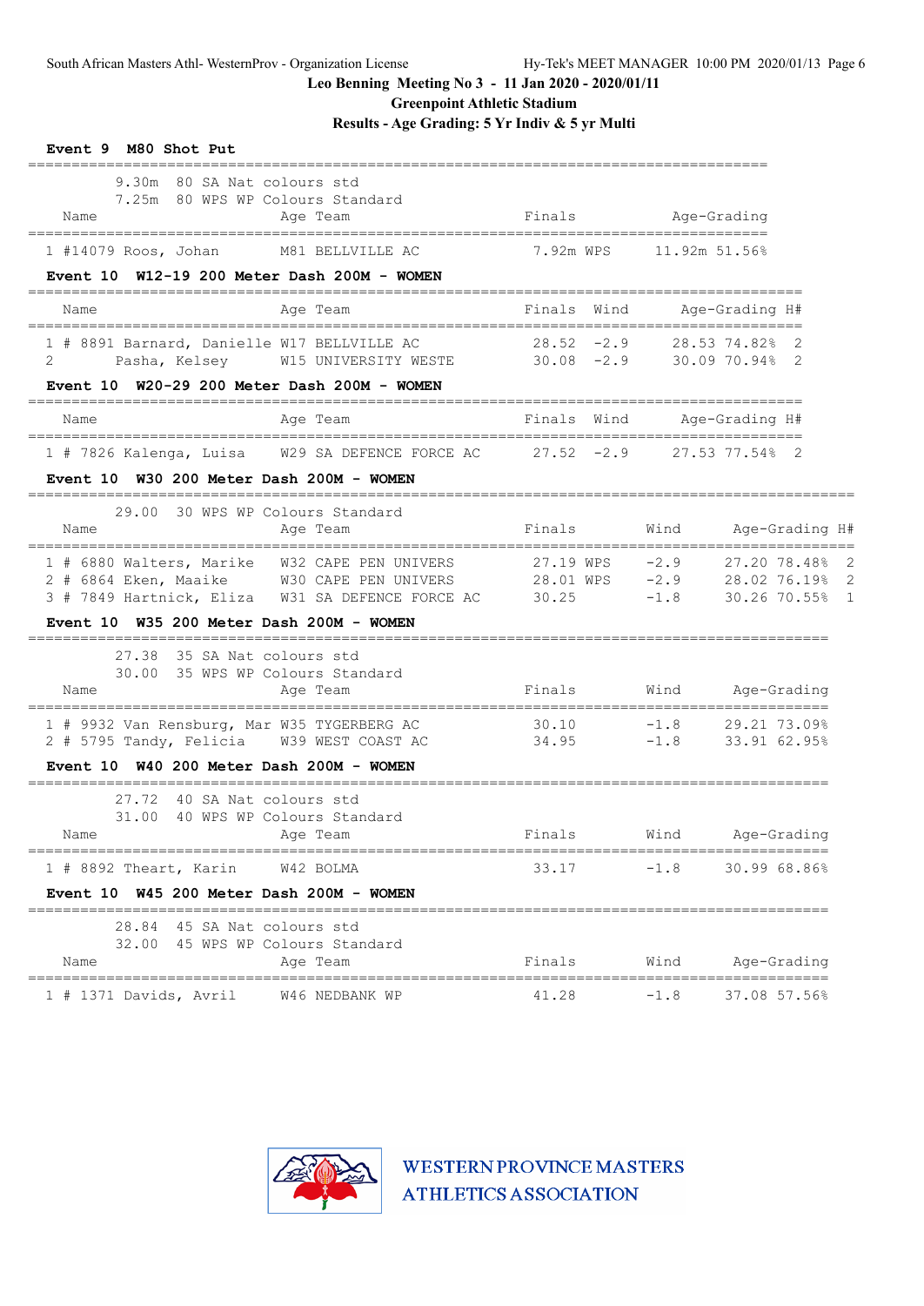Leo Benning Meeting No 3 - 11 Jan 2020 - 2020/01/11

Greenpoint Athletic Stadium

Results - Age Grading: 5 Yr Indiv & 5 yr Multi

### Event 9 M80 Shot Put

9.30m 80 SA Nat colours std
7.25m 80 WPS WP Colours Standard

| | Name | Age | Team | Finals | | Age-Grading | |
|---|---|---|---|---|---|---|---|
| 1 | #14079 Roos, Johan | M81 | BELLVILLE AC | 7.92m | WPS | 11.92m | 51.56% |

### Event 10 W12-19 200 Meter Dash 200M - WOMEN

| | Name | Age | Team | Finals | Wind | Age-Grading | | H# |
|---|---|---|---|---|---|---|---|---|
| 1 | # 8891 Barnard, Danielle | W17 | BELLVILLE AC | 28.52 | -2.9 | 28.53 | 74.82% | 2 |
| 2 | Pasha, Kelsey | W15 | UNIVERSITY WESTE | 30.08 | -2.9 | 30.09 | 70.94% | 2 |

### Event 10 W20-29 200 Meter Dash 200M - WOMEN

| | Name | Age | Team | Finals | Wind | Age-Grading | | H# |
|---|---|---|---|---|---|---|---|---|
| 1 | # 7826 Kalenga, Luisa | W29 | SA DEFENCE FORCE AC | 27.52 | -2.9 | 27.53 | 77.54% | 2 |

### Event 10 W30 200 Meter Dash 200M - WOMEN

29.00 30 WPS WP Colours Standard

| | Name | Age | Team | Finals | | Wind | Age-Grading | | H# |
|---|---|---|---|---|---|---|---|---|---|
| 1 | # 6880 Walters, Marike | W32 | CAPE PEN UNIVERS | 27.19 | WPS | -2.9 | 27.20 | 78.48% | 2 |
| 2 | # 6864 Eken, Maaike | W30 | CAPE PEN UNIVERS | 28.01 | WPS | -2.9 | 28.02 | 76.19% | 2 |
| 3 | # 7849 Hartnick, Eliza | W31 | SA DEFENCE FORCE AC | 30.25 | | -1.8 | 30.26 | 70.55% | 1 |

### Event 10 W35 200 Meter Dash 200M - WOMEN

27.38 35 SA Nat colours std
30.00 35 WPS WP Colours Standard

| | Name | Age | Team | Finals | Wind | Age-Grading | |
|---|---|---|---|---|---|---|---|
| 1 | # 9932 Van Rensburg, Mar | W35 | TYGERBERG AC | 30.10 | -1.8 | 29.21 | 73.09% |
| 2 | # 5795 Tandy, Felicia | W39 | WEST COAST AC | 34.95 | -1.8 | 33.91 | 62.95% |

### Event 10 W40 200 Meter Dash 200M - WOMEN

27.72 40 SA Nat colours std
31.00 40 WPS WP Colours Standard

| | Name | Age | Team | Finals | Wind | Age-Grading | |
|---|---|---|---|---|---|---|---|
| 1 | # 8892 Theart, Karin | W42 | BOLMA | 33.17 | -1.8 | 30.99 | 68.86% |

### Event 10 W45 200 Meter Dash 200M - WOMEN

28.84 45 SA Nat colours std
32.00 45 WPS WP Colours Standard

| | Name | Age | Team | Finals | Wind | Age-Grading | |
|---|---|---|---|---|---|---|---|
| 1 | # 1371 Davids, Avril | W46 | NEDBANK WP | 41.28 | -1.8 | 37.08 | 57.56% |

WESTERN PROVINCE MASTERS ATHLETICS ASSOCIATION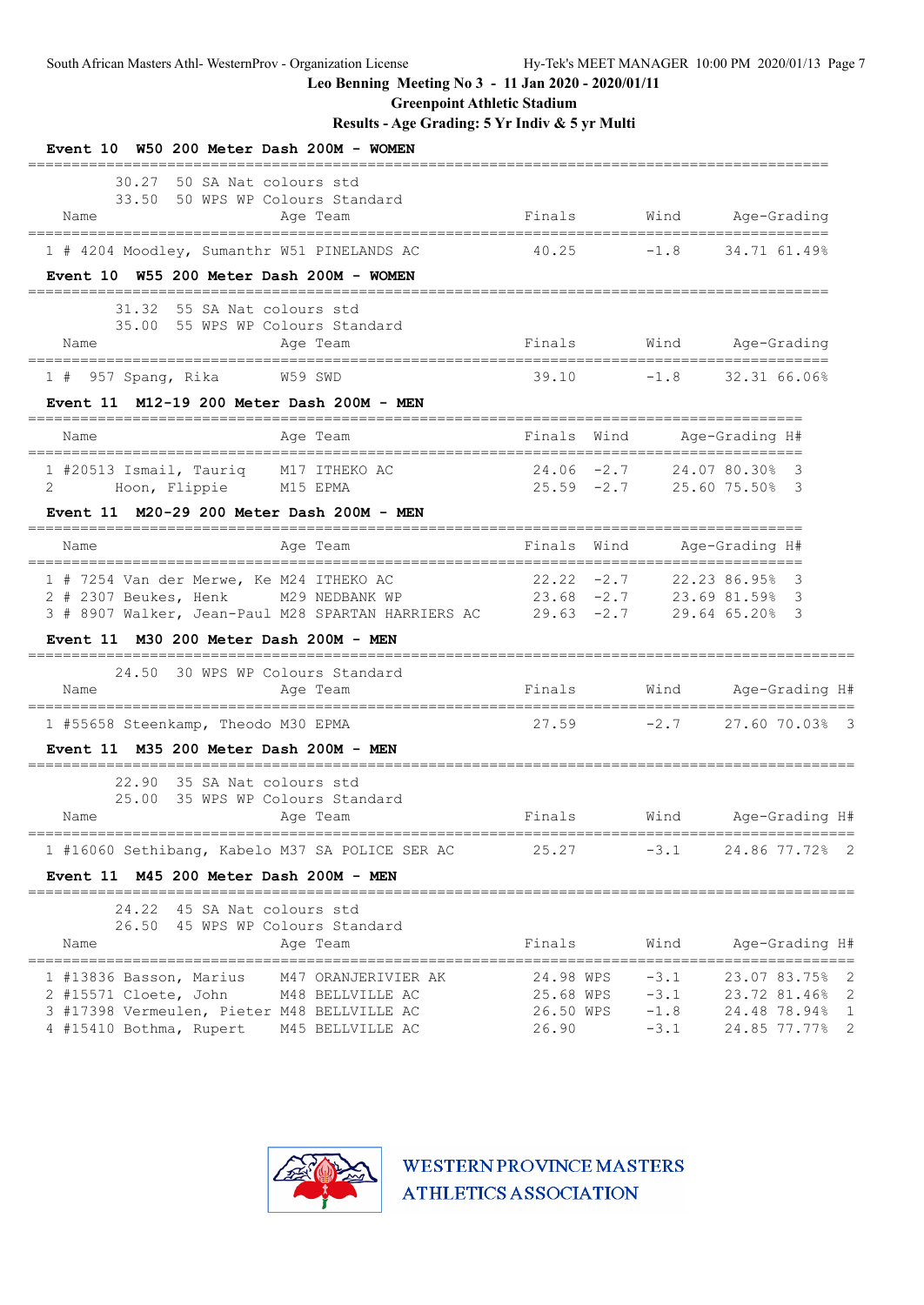Leo Benning Meeting No 3 - 11 Jan 2020 - 2020/01/11

Greenpoint Athletic Stadium

Results - Age Grading: 5 Yr Indiv & 5 yr Multi

**Event 10 W50 200 Meter Dash 200M - WOMEN**

30.27 50 SA Nat colours std
33.50 50 WPS WP Colours Standard

| | Name | Age | Team | Finals | Wind | Age-Grading | |
|---|---|---|---|---|---|---|---|
| 1 # 4204 | Moodley, Sumanthr | W51 | PINELANDS AC | 40.25 | -1.8 | 34.71 | 61.49% |

**Event 10 W55 200 Meter Dash 200M - WOMEN**

31.32 55 SA Nat colours std
35.00 55 WPS WP Colours Standard

| | Name | Age | Team | Finals | Wind | Age-Grading | |
|---|---|---|---|---|---|---|---|
| 1 # 957 | Spang, Rika | W59 | SWD | 39.10 | -1.8 | 32.31 | 66.06% |

**Event 11 M12-19 200 Meter Dash 200M - MEN**

| | Name | Age | Team | Finals | Wind | Age-Grading | | H# |
|---|---|---|---|---|---|---|---|---|
| 1 #20513 | Ismail, Tauriq | M17 | ITHEKO AC | 24.06 | -2.7 | 24.07 | 80.30% | 3 |
| 2 | Hoon, Flippie | M15 | EPMA | 25.59 | -2.7 | 25.60 | 75.50% | 3 |

**Event 11 M20-29 200 Meter Dash 200M - MEN**

| | Name | Age | Team | Finals | Wind | Age-Grading | | H# |
|---|---|---|---|---|---|---|---|---|
| 1 # 7254 | Van der Merwe, Ke | M24 | ITHEKO AC | 22.22 | -2.7 | 22.23 | 86.95% | 3 |
| 2 # 2307 | Beukes, Henk | M29 | NEDBANK WP | 23.68 | -2.7 | 23.69 | 81.59% | 3 |
| 3 # 8907 | Walker, Jean-Paul | M28 | SPARTAN HARRIERS AC | 29.63 | -2.7 | 29.64 | 65.20% | 3 |

**Event 11 M30 200 Meter Dash 200M - MEN**

24.50 30 WPS WP Colours Standard

| | Name | Age | Team | Finals | Wind | Age-Grading | | H# |
|---|---|---|---|---|---|---|---|---|
| 1 #55658 | Steenkamp, Theodo | M30 | EPMA | 27.59 | -2.7 | 27.60 | 70.03% | 3 |

**Event 11 M35 200 Meter Dash 200M - MEN**

22.90 35 SA Nat colours std
25.00 35 WPS WP Colours Standard

| | Name | Age | Team | Finals | Wind | Age-Grading | | H# |
|---|---|---|---|---|---|---|---|---|
| 1 #16060 | Sethibang, Kabelo | M37 | SA POLICE SER AC | 25.27 | -3.1 | 24.86 | 77.72% | 2 |

**Event 11 M45 200 Meter Dash 200M - MEN**

24.22 45 SA Nat colours std
26.50 45 WPS WP Colours Standard

| | Name | Age | Team | Finals | Wind | Age-Grading | | H# |
|---|---|---|---|---|---|---|---|---|
| 1 #13836 | Basson, Marius | M47 | ORANJERIVIER AK | 24.98 WPS | -3.1 | 23.07 | 83.75% | 2 |
| 2 #15571 | Cloete, John | M48 | BELLVILLE AC | 25.68 WPS | -3.1 | 23.72 | 81.46% | 2 |
| 3 #17398 | Vermeulen, Pieter | M48 | BELLVILLE AC | 26.50 WPS | -1.8 | 24.48 | 78.94% | 1 |
| 4 #15410 | Bothma, Rupert | M45 | BELLVILLE AC | 26.90 | -3.1 | 24.85 | 77.77% | 2 |

WESTERN PROVINCE MASTERS ATHLETICS ASSOCIATION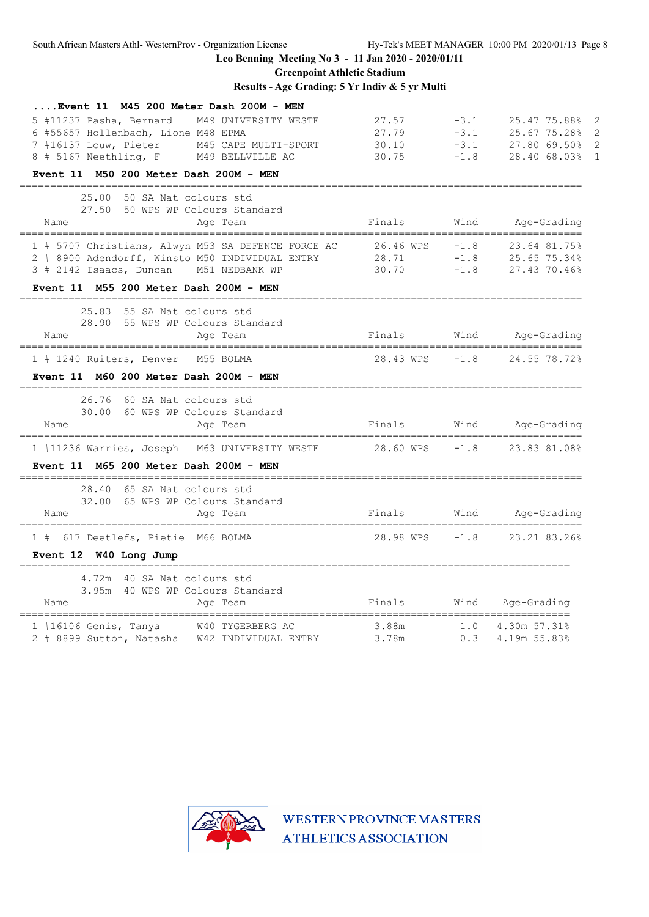## ....Event 11 M45 200 Meter Dash 200M - MEN

| Place | Name | Age | Team | Finals | Wind | Age-Grading | | Heat |
|---|---|---|---|---|---|---|---|---|
| 5 | #11237 Pasha, Bernard | M49 | UNIVERSITY WESTE | 27.57 | -3.1 | 25.47 | 75.88% | 2 |
| 6 | #55657 Hollenbach, Lione | M48 | EPMA | 27.79 | -3.1 | 25.67 | 75.28% | 2 |
| 7 | #16137 Louw, Pieter | M45 | CAPE MULTI-SPORT | 30.10 | -3.1 | 27.80 | 69.50% | 2 |
| 8 | # 5167 Neethling, F | M49 | BELLVILLE AC | 30.75 | -1.8 | 28.40 | 68.03% | 1 |

## Event 11 M50 200 Meter Dash 200M - MEN

25.00 50 SA Nat colours std
27.50 50 WPS WP Colours Standard

| Place | Name | Age | Team | Finals | | Wind | Age-Grading | |
|---|---|---|---|---|---|---|---|---|
| 1 | # 5707 Christians, Alwyn | M53 | SA DEFENCE FORCE AC | 26.46 | WPS | -1.8 | 23.64 | 81.75% |
| 2 | # 8900 Adendorff, Winsto | M50 | INDIVIDUAL ENTRY | 28.71 | | -1.8 | 25.65 | 75.34% |
| 3 | # 2142 Isaacs, Duncan | M51 | NEDBANK WP | 30.70 | | -1.8 | 27.43 | 70.46% |

## Event 11 M55 200 Meter Dash 200M - MEN

25.83 55 SA Nat colours std
28.90 55 WPS WP Colours Standard

| Place | Name | Age | Team | Finals | | Wind | Age-Grading | |
|---|---|---|---|---|---|---|---|---|
| 1 | # 1240 Ruiters, Denver | M55 | BOLMA | 28.43 | WPS | -1.8 | 24.55 | 78.72% |

## Event 11 M60 200 Meter Dash 200M - MEN

26.76 60 SA Nat colours std
30.00 60 WPS WP Colours Standard

| Place | Name | Age | Team | Finals | | Wind | Age-Grading | |
|---|---|---|---|---|---|---|---|---|
| 1 | #11236 Warries, Joseph | M63 | UNIVERSITY WESTE | 28.60 | WPS | -1.8 | 23.83 | 81.08% |

## Event 11 M65 200 Meter Dash 200M - MEN

28.40 65 SA Nat colours std
32.00 65 WPS WP Colours Standard

| Place | Name | Age | Team | Finals | | Wind | Age-Grading | |
|---|---|---|---|---|---|---|---|---|
| 1 | # 617 Deetlefs, Pietie | M66 | BOLMA | 28.98 | WPS | -1.8 | 23.21 | 83.26% |

## Event 12 W40 Long Jump

4.72m 40 SA Nat colours std
3.95m 40 WPS WP Colours Standard

| Place | Name | Age | Team | Finals | Wind | Age-Grading | |
|---|---|---|---|---|---|---|---|
| 1 | #16106 Genis, Tanya | W40 | TYGERBERG AC | 3.88m | 1.0 | 4.30m | 57.31% |
| 2 | # 8899 Sutton, Natasha | W42 | INDIVIDUAL ENTRY | 3.78m | 0.3 | 4.19m | 55.83% |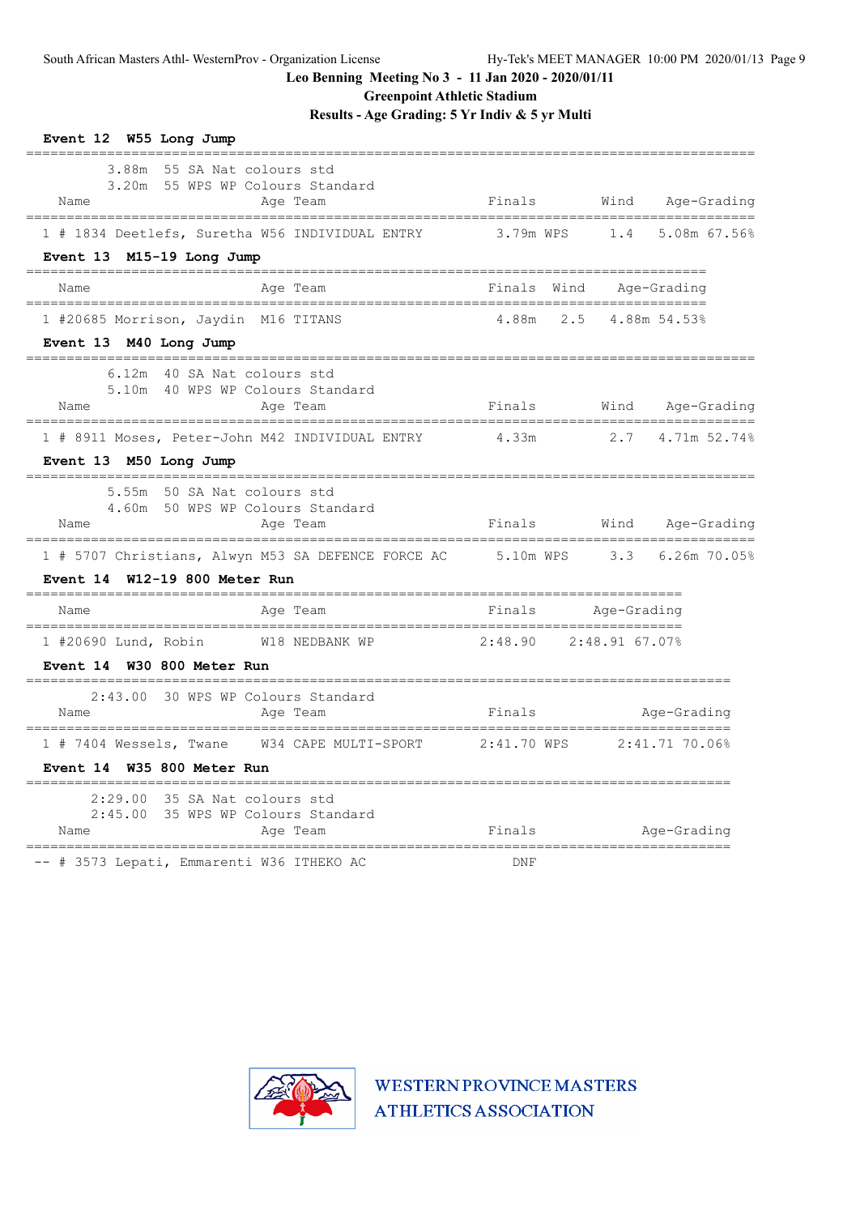Leo Benning Meeting No 3 - 11 Jan 2020 - 2020/01/11

Greenpoint Athletic Stadium

Results - Age Grading: 5 Yr Indiv & 5 yr Multi

**Event 12 W55 Long Jump**

3.88m 55 SA Nat colours std
3.20m 55 WPS WP Colours Standard

| Place | Name | Age | Team | Finals | Wind | Age-Grading |
|---|---|---|---|---|---|---|
| 1 | # 1834 Deetlefs, Suretha | W56 | INDIVIDUAL ENTRY | 3.79m WPS | 1.4 | 5.08m 67.56% |

**Event 13 M15-19 Long Jump**

| Place | Name | Age | Team | Finals | Wind | Age-Grading |
|---|---|---|---|---|---|---|
| 1 | #20685 Morrison, Jaydin | M16 | TITANS | 4.88m | 2.5 | 4.88m 54.53% |

**Event 13 M40 Long Jump**

6.12m 40 SA Nat colours std
5.10m 40 WPS WP Colours Standard

| Place | Name | Age | Team | Finals | Wind | Age-Grading |
|---|---|---|---|---|---|---|
| 1 | # 8911 Moses, Peter-John | M42 | INDIVIDUAL ENTRY | 4.33m | 2.7 | 4.71m 52.74% |

**Event 13 M50 Long Jump**

5.55m 50 SA Nat colours std
4.60m 50 WPS WP Colours Standard

| Place | Name | Age | Team | Finals | Wind | Age-Grading |
|---|---|---|---|---|---|---|
| 1 | # 5707 Christians, Alwyn | M53 | SA DEFENCE FORCE AC | 5.10m WPS | 3.3 | 6.26m 70.05% |

**Event 14 W12-19 800 Meter Run**

| Place | Name | Age | Team | Finals | Age-Grading |
|---|---|---|---|---|---|
| 1 | #20690 Lund, Robin | W18 | NEDBANK WP | 2:48.90 | 2:48.91 67.07% |

**Event 14 W30 800 Meter Run**

2:43.00 30 WPS WP Colours Standard

| Place | Name | Age | Team | Finals | Age-Grading |
|---|---|---|---|---|---|
| 1 | # 7404 Wessels, Twane | W34 | CAPE MULTI-SPORT | 2:41.70 WPS | 2:41.71 70.06% |

**Event 14 W35 800 Meter Run**

2:29.00 35 SA Nat colours std
2:45.00 35 WPS WP Colours Standard

| Place | Name | Age | Team | Finals | Age-Grading |
|---|---|---|---|---|---|
| -- | # 3573 Lepati, Emmarenti | W36 | ITHEKO AC | DNF | |

WESTERN PROVINCE MASTERS ATHLETICS ASSOCIATION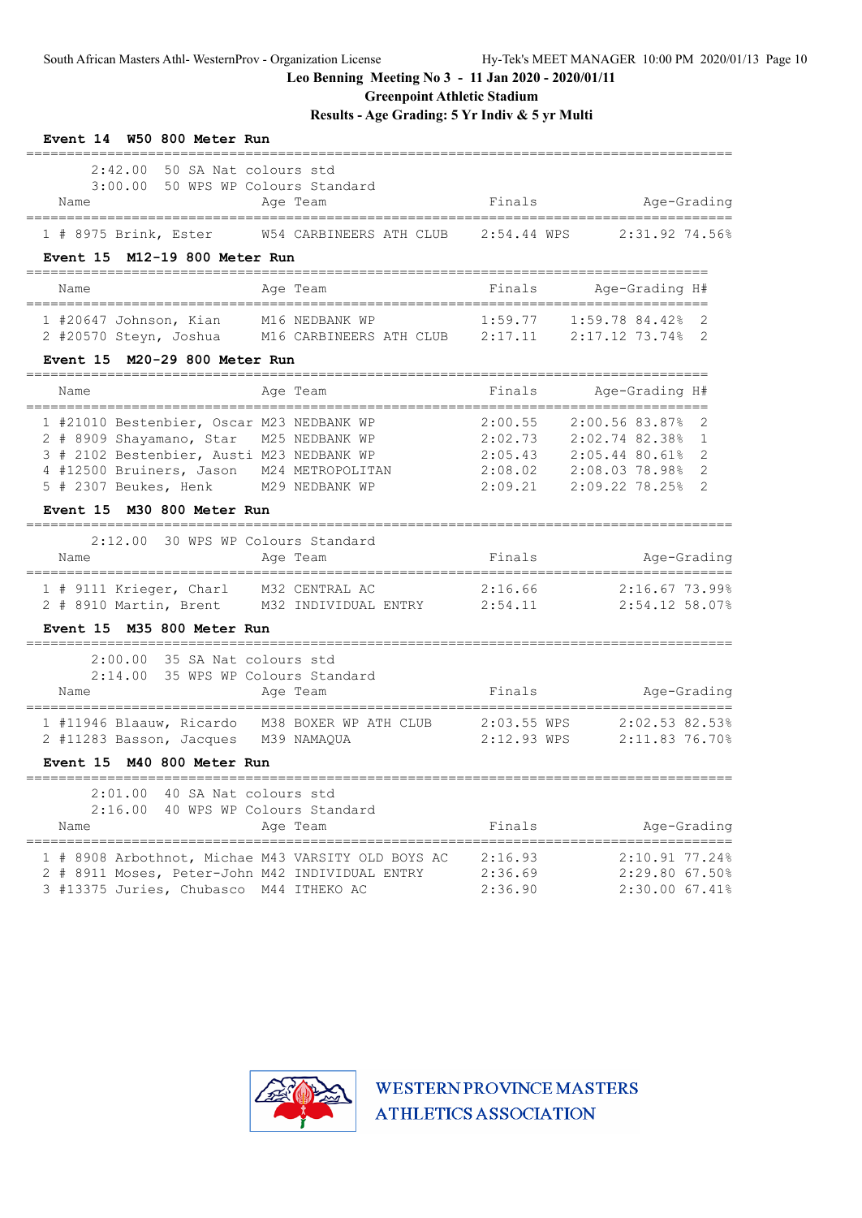Leo Benning Meeting No 3 - 11 Jan 2020 - 2020/01/11

Greenpoint Athletic Stadium

Results - Age Grading: 5 Yr Indiv & 5 yr Multi

**Event 14 W50 800 Meter Run**

2:42.00 50 SA Nat colours std
3:00.00 50 WPS WP Colours Standard

| | Name | Age | Team | Finals | | Age-Grading | |
|---|---|---|---|---|---|---|---|
| 1 | # 8975 Brink, Ester | W54 | CARBINEERS ATH CLUB | 2:54.44 | WPS | 2:31.92 | 74.56% |

**Event 15 M12-19 800 Meter Run**

| | Name | Age | Team | Finals | Age-Grading | | H# |
|---|---|---|---|---|---|---|---|
| 1 | #20647 Johnson, Kian | M16 | NEDBANK WP | 1:59.77 | 1:59.78 | 84.42% | 2 |
| 2 | #20570 Steyn, Joshua | M16 | CARBINEERS ATH CLUB | 2:17.11 | 2:17.12 | 73.74% | 2 |

**Event 15 M20-29 800 Meter Run**

| | Name | Age | Team | Finals | Age-Grading | | H# |
|---|---|---|---|---|---|---|---|
| 1 | #21010 Bestenbier, Oscar | M23 | NEDBANK WP | 2:00.55 | 2:00.56 | 83.87% | 2 |
| 2 | # 8909 Shayamano, Star | M25 | NEDBANK WP | 2:02.73 | 2:02.74 | 82.38% | 1 |
| 3 | # 2102 Bestenbier, Austi | M23 | NEDBANK WP | 2:05.43 | 2:05.44 | 80.61% | 2 |
| 4 | #12500 Bruiners, Jason | M24 | METROPOLITAN | 2:08.02 | 2:08.03 | 78.98% | 2 |
| 5 | # 2307 Beukes, Henk | M29 | NEDBANK WP | 2:09.21 | 2:09.22 | 78.25% | 2 |

**Event 15 M30 800 Meter Run**

2:12.00 30 WPS WP Colours Standard

| | Name | Age | Team | Finals | Age-Grading | |
|---|---|---|---|---|---|---|
| 1 | # 9111 Krieger, Charl | M32 | CENTRAL AC | 2:16.66 | 2:16.67 | 73.99% |
| 2 | # 8910 Martin, Brent | M32 | INDIVIDUAL ENTRY | 2:54.11 | 2:54.12 | 58.07% |

**Event 15 M35 800 Meter Run**

2:00.00 35 SA Nat colours std
2:14.00 35 WPS WP Colours Standard

| | Name | Age | Team | Finals | | Age-Grading | |
|---|---|---|---|---|---|---|---|
| 1 | #11946 Blaauw, Ricardo | M38 | BOXER WP ATH CLUB | 2:03.55 | WPS | 2:02.53 | 82.53% |
| 2 | #11283 Basson, Jacques | M39 | NAMAQUA | 2:12.93 | WPS | 2:11.83 | 76.70% |

**Event 15 M40 800 Meter Run**

2:01.00 40 SA Nat colours std
2:16.00 40 WPS WP Colours Standard

| | Name | Age | Team | Finals | Age-Grading | |
|---|---|---|---|---|---|---|
| 1 | # 8908 Arbothnot, Michae | M43 | VARSITY OLD BOYS AC | 2:16.93 | 2:10.91 | 77.24% |
| 2 | # 8911 Moses, Peter-John | M42 | INDIVIDUAL ENTRY | 2:36.69 | 2:29.80 | 67.50% |
| 3 | #13375 Juries, Chubasco | M44 | ITHEKO AC | 2:36.90 | 2:30.00 | 67.41% |

WESTERN PROVINCE MASTERS ATHLETICS ASSOCIATION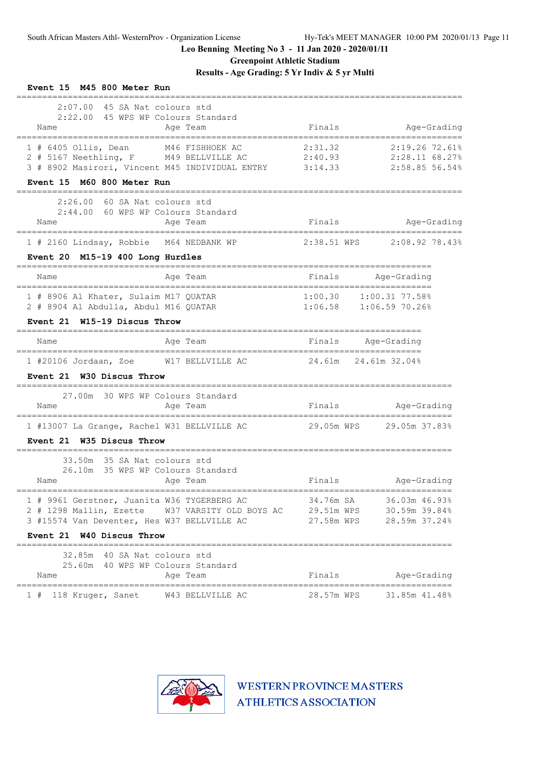Leo Benning Meeting No 3 - 11 Jan 2020 - 2020/01/11

Greenpoint Athletic Stadium

Results - Age Grading: 5 Yr Indiv & 5 yr Multi

### Event 15 M45 800 Meter Run

2:07.00 45 SA Nat colours std
2:22.00 45 WPS WP Colours Standard

| Place | Name | Age | Team | Finals | | Age-Grading | |
|---|---|---|---|---|---|---|---|
| 1 | # 6405 Ollis, Dean | M46 | FISHHOEK AC | 2:31.32 | | 2:19.26 | 72.61% |
| 2 | # 5167 Neethling, F | M49 | BELLVILLE AC | 2:40.93 | | 2:28.11 | 68.27% |
| 3 | # 8902 Masirori, Vincent | M45 | INDIVIDUAL ENTRY | 3:14.33 | | 2:58.85 | 56.54% |

### Event 15 M60 800 Meter Run

2:26.00 60 SA Nat colours std
2:44.00 60 WPS WP Colours Standard

| Place | Name | Age | Team | Finals | | Age-Grading | |
|---|---|---|---|---|---|---|---|
| 1 | # 2160 Lindsay, Robbie | M64 | NEDBANK WP | 2:38.51 | WPS | 2:08.92 | 78.43% |

### Event 20 M15-19 400 Long Hurdles

| Place | Name | Age | Team | Finals | Age-Grading | |
|---|---|---|---|---|---|---|
| 1 | # 8906 Al Khater, Sulaim | M17 | QUATAR | 1:00.30 | 1:00.31 | 77.58% |
| 2 | # 8904 Al Abdulla, Abdul | M16 | QUATAR | 1:06.58 | 1:06.59 | 70.26% |

### Event 21 W15-19 Discus Throw

| Place | Name | Age | Team | Finals | Age-Grading | |
|---|---|---|---|---|---|---|
| 1 | #20106 Jordaan, Zoe | W17 | BELLVILLE AC | 24.61m | 24.61m | 32.04% |

### Event 21 W30 Discus Throw

27.00m 30 WPS WP Colours Standard

| Place | Name | Age | Team | Finals | | Age-Grading | |
|---|---|---|---|---|---|---|---|
| 1 | #13007 La Grange, Rachel | W31 | BELLVILLE AC | 29.05m | WPS | 29.05m | 37.83% |

### Event 21 W35 Discus Throw

33.50m 35 SA Nat colours std
26.10m 35 WPS WP Colours Standard

| Place | Name | Age | Team | Finals | | Age-Grading | |
|---|---|---|---|---|---|---|---|
| 1 | # 9961 Gerstner, Juanita | W36 | TYGERBERG AC | 34.76m | SA | 36.03m | 46.93% |
| 2 | # 1298 Mallin, Ezette | W37 | VARSITY OLD BOYS AC | 29.51m | WPS | 30.59m | 39.84% |
| 3 | #15574 Van Deventer, Hes | W37 | BELLVILLE AC | 27.58m | WPS | 28.59m | 37.24% |

### Event 21 W40 Discus Throw

32.85m 40 SA Nat colours std
25.60m 40 WPS WP Colours Standard

| Place | Name | Age | Team | Finals | | Age-Grading | |
|---|---|---|---|---|---|---|---|
| 1 | # 118 Kruger, Sanet | W43 | BELLVILLE AC | 28.57m | WPS | 31.85m | 41.48% |

WESTERN PROVINCE MASTERS ATHLETICS ASSOCIATION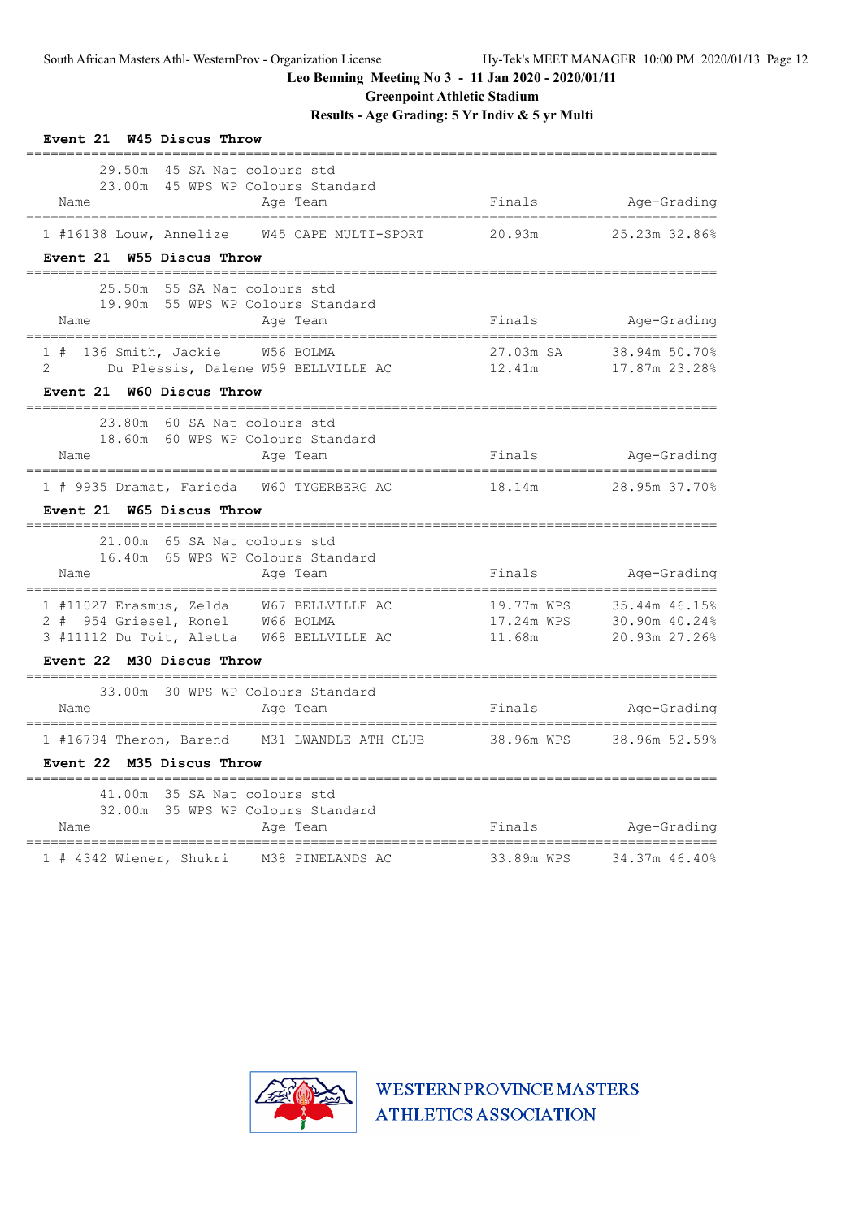Leo Benning Meeting No 3 - 11 Jan 2020 - 2020/01/11

Greenpoint Athletic Stadium

Results - Age Grading: 5 Yr Indiv & 5 yr Multi

### Event 21 W45 Discus Throw

29.50m 45 SA Nat colours std
23.00m 45 WPS WP Colours Standard

| Place | Name | Age | Team | Finals | Age-Grading | |
|---|---|---|---|---|---|---|
| 1 | #16138 Louw, Annelize | W45 | CAPE MULTI-SPORT | 20.93m | 25.23m | 32.86% |

### Event 21 W55 Discus Throw

25.50m 55 SA Nat colours std
19.90m 55 WPS WP Colours Standard

| Place | Name | Age | Team | Finals | Age-Grading | |
|---|---|---|---|---|---|---|
| 1 | # 136 Smith, Jackie | W56 | BOLMA | 27.03m SA | 38.94m | 50.70% |
| 2 | Du Plessis, Dalene | W59 | BELLVILLE AC | 12.41m | 17.87m | 23.28% |

### Event 21 W60 Discus Throw

23.80m 60 SA Nat colours std
18.60m 60 WPS WP Colours Standard

| Place | Name | Age | Team | Finals | Age-Grading | |
|---|---|---|---|---|---|---|
| 1 | # 9935 Dramat, Farieda | W60 | TYGERBERG AC | 18.14m | 28.95m | 37.70% |

### Event 21 W65 Discus Throw

21.00m 65 SA Nat colours std
16.40m 65 WPS WP Colours Standard

| Place | Name | Age | Team | Finals | Age-Grading | |
|---|---|---|---|---|---|---|
| 1 | #11027 Erasmus, Zelda | W67 | BELLVILLE AC | 19.77m WPS | 35.44m | 46.15% |
| 2 | # 954 Griesel, Ronel | W66 | BOLMA | 17.24m WPS | 30.90m | 40.24% |
| 3 | #11112 Du Toit, Aletta | W68 | BELLVILLE AC | 11.68m | 20.93m | 27.26% |

### Event 22 M30 Discus Throw

33.00m 30 WPS WP Colours Standard

| Place | Name | Age | Team | Finals | Age-Grading | |
|---|---|---|---|---|---|---|
| 1 | #16794 Theron, Barend | M31 | LWANDLE ATH CLUB | 38.96m WPS | 38.96m | 52.59% |

### Event 22 M35 Discus Throw

41.00m 35 SA Nat colours std
32.00m 35 WPS WP Colours Standard

| Place | Name | Age | Team | Finals | Age-Grading | |
|---|---|---|---|---|---|---|
| 1 | # 4342 Wiener, Shukri | M38 | PINELANDS AC | 33.89m WPS | 34.37m | 46.40% |

WESTERN PROVINCE MASTERS ATHLETICS ASSOCIATION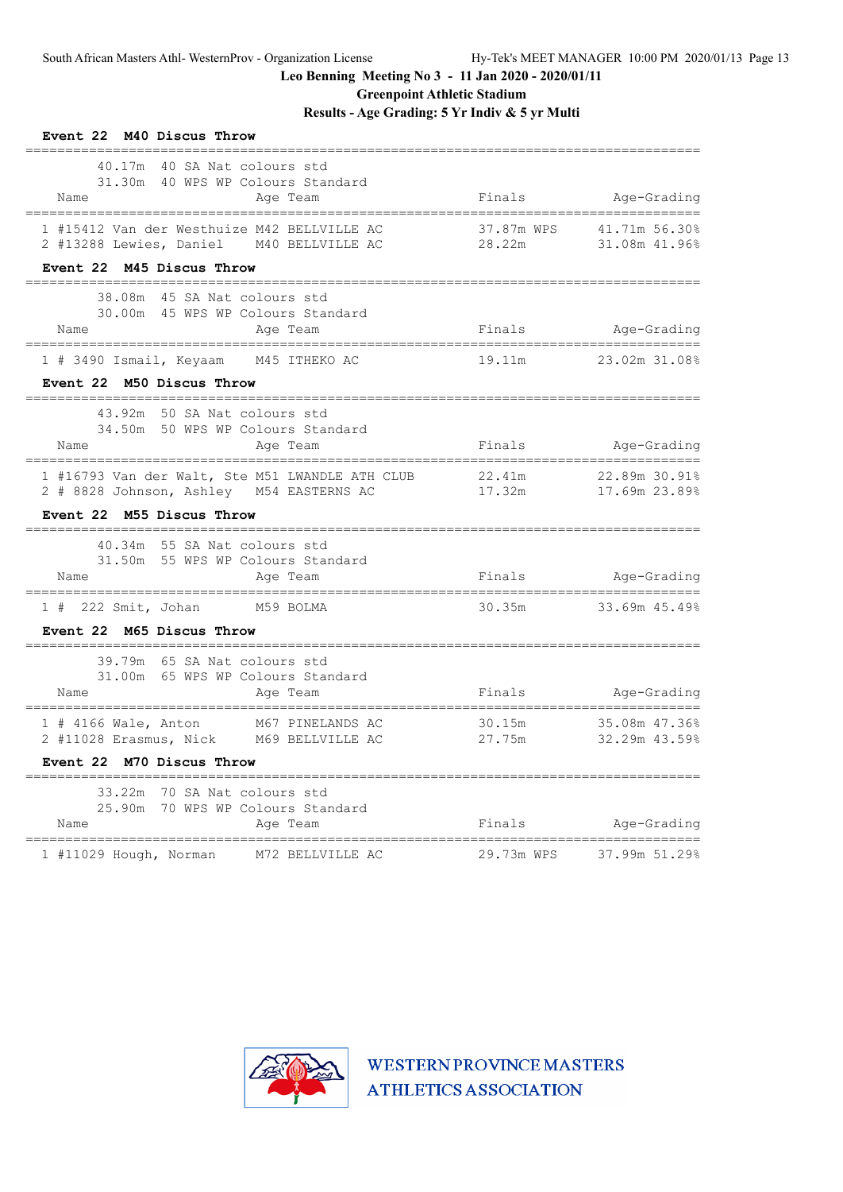Leo Benning Meeting No 3 - 11 Jan 2020 - 2020/01/11

Greenpoint Athletic Stadium

Results - Age Grading: 5 Yr Indiv & 5 yr Multi

## Event 22 M40 Discus Throw

40.17m 40 SA Nat colours std
31.30m 40 WPS WP Colours Standard

| | Name | Age | Team | Finals | Age-Grading | |
|---|---|---|---|---|---|---|
| 1 | #15412 Van der Westhuize | M42 | BELLVILLE AC | 37.87m WPS | 41.71m | 56.30% |
| 2 | #13288 Lewies, Daniel | M40 | BELLVILLE AC | 28.22m | 31.08m | 41.96% |

## Event 22 M45 Discus Throw

38.08m 45 SA Nat colours std
30.00m 45 WPS WP Colours Standard

| | Name | Age | Team | Finals | Age-Grading | |
|---|---|---|---|---|---|---|
| 1 | # 3490 Ismail, Keyaam | M45 | ITHEKO AC | 19.11m | 23.02m | 31.08% |

## Event 22 M50 Discus Throw

43.92m 50 SA Nat colours std
34.50m 50 WPS WP Colours Standard

| | Name | Age | Team | Finals | Age-Grading | |
|---|---|---|---|---|---|---|
| 1 | #16793 Van der Walt, Ste | M51 | LWANDLE ATH CLUB | 22.41m | 22.89m | 30.91% |
| 2 | # 8828 Johnson, Ashley | M54 | EASTERNS AC | 17.32m | 17.69m | 23.89% |

## Event 22 M55 Discus Throw

40.34m 55 SA Nat colours std
31.50m 55 WPS WP Colours Standard

| | Name | Age | Team | Finals | Age-Grading | |
|---|---|---|---|---|---|---|
| 1 | # 222 Smit, Johan | M59 | BOLMA | 30.35m | 33.69m | 45.49% |

## Event 22 M65 Discus Throw

39.79m 65 SA Nat colours std
31.00m 65 WPS WP Colours Standard

| | Name | Age | Team | Finals | Age-Grading | |
|---|---|---|---|---|---|---|
| 1 | # 4166 Wale, Anton | M67 | PINELANDS AC | 30.15m | 35.08m | 47.36% |
| 2 | #11028 Erasmus, Nick | M69 | BELLVILLE AC | 27.75m | 32.29m | 43.59% |

## Event 22 M70 Discus Throw

33.22m 70 SA Nat colours std
25.90m 70 WPS WP Colours Standard

| | Name | Age | Team | Finals | Age-Grading | |
|---|---|---|---|---|---|---|
| 1 | #11029 Hough, Norman | M72 | BELLVILLE AC | 29.73m WPS | 37.99m | 51.29% |

WESTERN PROVINCE MASTERS ATHLETICS ASSOCIATION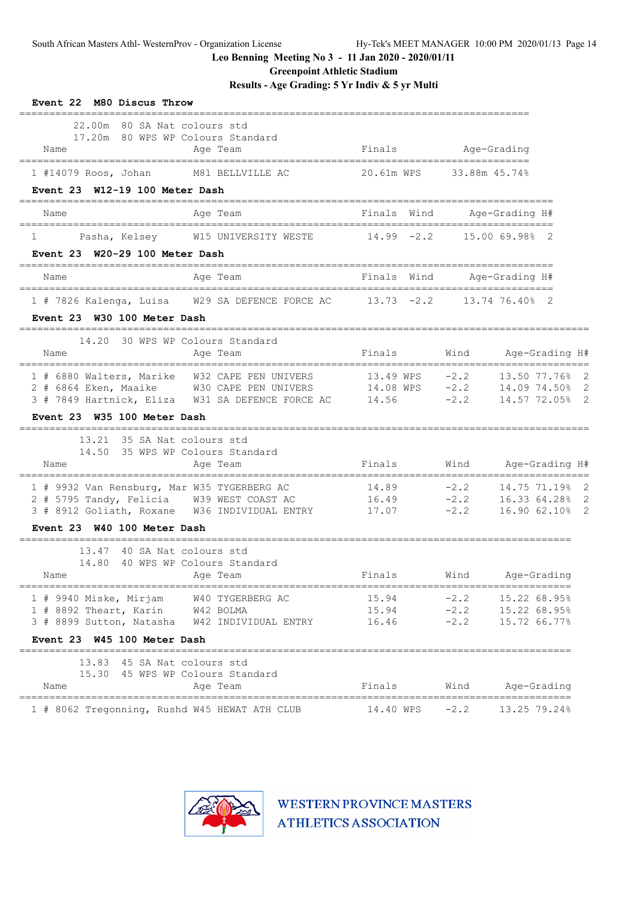**Leo Benning Meeting No 3 - 11 Jan 2020 - 2020/01/11**

**Greenpoint Athletic Stadium**

**Results - Age Grading: 5 Yr Indiv & 5 yr Multi**

### Event 22 M80 Discus Throw

22.00m 80 SA Nat colours std
17.20m 80 WPS WP Colours Standard

| | Name | Age | Team | Finals | | Age-Grading | |
|---|---|---|---|---|---|---|---|
| 1 | #14079 Roos, Johan | M81 | BELLVILLE AC | 20.61m | WPS | 33.88m | 45.74% |

### Event 23 W12-19 100 Meter Dash

| | Name | Age | Team | Finals | Wind | Age-Grading | | H# |
|---|---|---|---|---|---|---|---|---|
| 1 | Pasha, Kelsey | W15 | UNIVERSITY WESTE | 14.99 | -2.2 | 15.00 | 69.98% | 2 |

### Event 23 W20-29 100 Meter Dash

| | Name | Age | Team | Finals | Wind | Age-Grading | | H# |
|---|---|---|---|---|---|---|---|---|
| 1 | # 7826 Kalenga, Luisa | W29 | SA DEFENCE FORCE AC | 13.73 | -2.2 | 13.74 | 76.40% | 2 |

### Event 23 W30 100 Meter Dash

14.20 30 WPS WP Colours Standard

| | Name | Age | Team | Finals | | Wind | Age-Grading | | H# |
|---|---|---|---|---|---|---|---|---|---|
| 1 | # 6880 Walters, Marike | W32 | CAPE PEN UNIVERS | 13.49 | WPS | -2.2 | 13.50 | 77.76% | 2 |
| 2 | # 6864 Eken, Maaike | W30 | CAPE PEN UNIVERS | 14.08 | WPS | -2.2 | 14.09 | 74.50% | 2 |
| 3 | # 7849 Hartnick, Eliza | W31 | SA DEFENCE FORCE AC | 14.56 | | -2.2 | 14.57 | 72.05% | 2 |

### Event 23 W35 100 Meter Dash

13.21 35 SA Nat colours std
14.50 35 WPS WP Colours Standard

| | Name | Age | Team | Finals | Wind | Age-Grading | | H# |
|---|---|---|---|---|---|---|---|---|
| 1 | # 9932 Van Rensburg, Mar | W35 | TYGERBERG AC | 14.89 | -2.2 | 14.75 | 71.19% | 2 |
| 2 | # 5795 Tandy, Felicia | W39 | WEST COAST AC | 16.49 | -2.2 | 16.33 | 64.28% | 2 |
| 3 | # 8912 Goliath, Roxane | W36 | INDIVIDUAL ENTRY | 17.07 | -2.2 | 16.90 | 62.10% | 2 |

### Event 23 W40 100 Meter Dash

13.47 40 SA Nat colours std
14.80 40 WPS WP Colours Standard

| | Name | Age | Team | Finals | Wind | Age-Grading | |
|---|---|---|---|---|---|---|---|
| 1 | # 9940 Miske, Mirjam | W40 | TYGERBERG AC | 15.94 | -2.2 | 15.22 | 68.95% |
| 1 | # 8892 Theart, Karin | W42 | BOLMA | 15.94 | -2.2 | 15.22 | 68.95% |
| 3 | # 8899 Sutton, Natasha | W42 | INDIVIDUAL ENTRY | 16.46 | -2.2 | 15.72 | 66.77% |

### Event 23 W45 100 Meter Dash

13.83 45 SA Nat colours std
15.30 45 WPS WP Colours Standard

| | Name | Age | Team | Finals | | Wind | Age-Grading | |
|---|---|---|---|---|---|---|---|---|
| 1 | # 8062 Tregonning, Rushd | W45 | HEWAT ATH CLUB | 14.40 | WPS | -2.2 | 13.25 | 79.24% |

WESTERN PROVINCE MASTERS ATHLETICS ASSOCIATION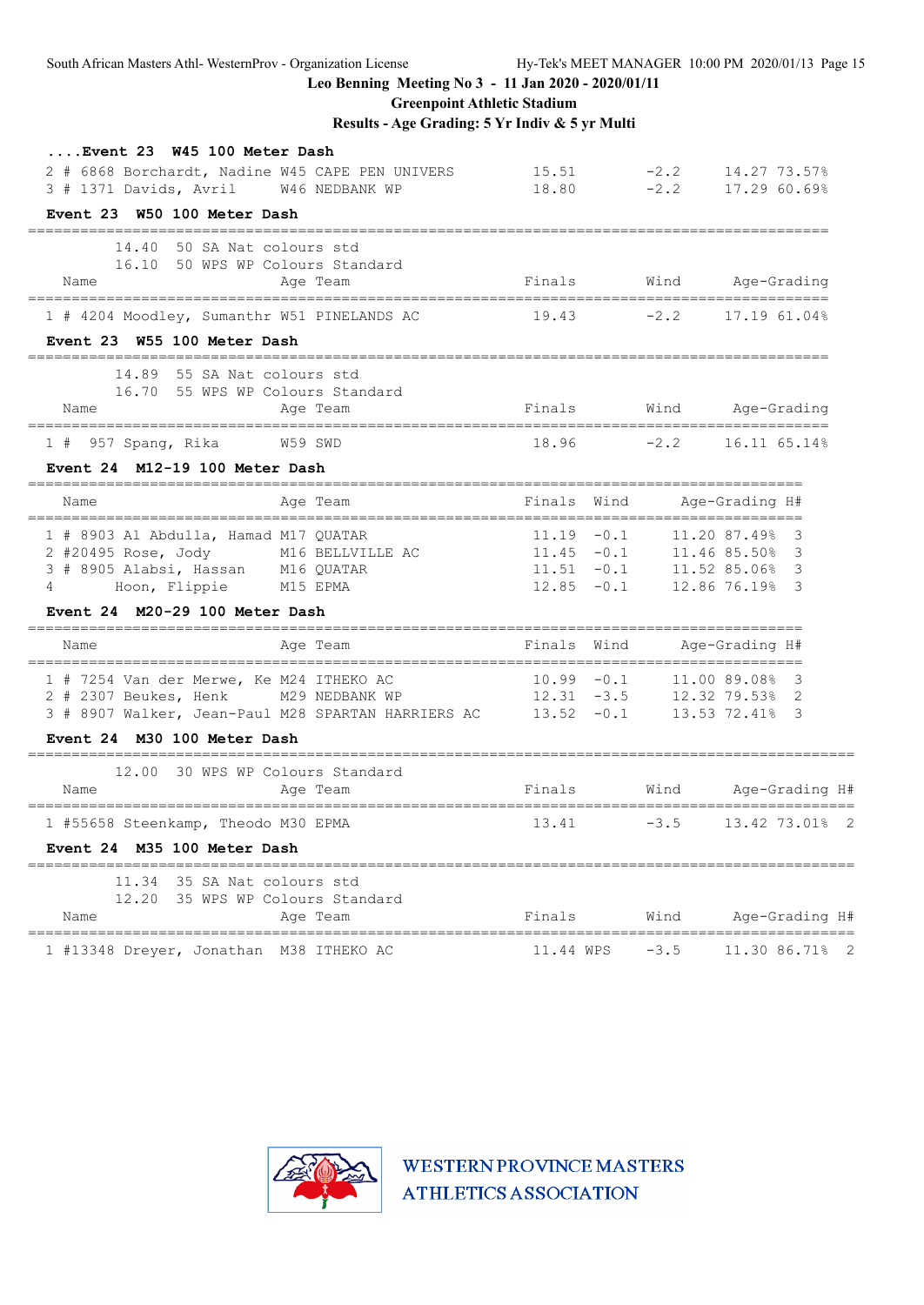Leo Benning Meeting No 3 - 11 Jan 2020 - 2020/01/11

Greenpoint Athletic Stadium

Results - Age Grading: 5 Yr Indiv & 5 yr Multi

**....Event 23 W45 100 Meter Dash**

| Place | # | Name | Age | Team | Finals | Wind | Age-Grading | |
|---|---|---|---|---|---|---|---|---|
| 2 | # 6868 | Borchardt, Nadine | W45 | CAPE PEN UNIVERS | 15.51 | -2.2 | 14.27 | 73.57% |
| 3 | # 1371 | Davids, Avril | W46 | NEDBANK WP | 18.80 | -2.2 | 17.29 | 60.69% |

**Event 23 W50 100 Meter Dash**

14.40 50 SA Nat colours std
16.10 50 WPS WP Colours Standard

| Place | # | Name | Age | Team | Finals | Wind | Age-Grading | |
|---|---|---|---|---|---|---|---|---|
| 1 | # 4204 | Moodley, Sumanthr | W51 | PINELANDS AC | 19.43 | -2.2 | 17.19 | 61.04% |

**Event 23 W55 100 Meter Dash**

14.89 55 SA Nat colours std
16.70 55 WPS WP Colours Standard

| Place | # | Name | Age | Team | Finals | Wind | Age-Grading | |
|---|---|---|---|---|---|---|---|---|
| 1 | # 957 | Spang, Rika | W59 | SWD | 18.96 | -2.2 | 16.11 | 65.14% |

**Event 24 M12-19 100 Meter Dash**

| Place | # | Name | Age | Team | Finals | Wind | Age-Grading | | H# |
|---|---|---|---|---|---|---|---|---|---|
| 1 | # 8903 | Al Abdulla, Hamad | M17 | QUATAR | 11.19 | -0.1 | 11.20 | 87.49% | 3 |
| 2 | #20495 | Rose, Jody | M16 | BELLVILLE AC | 11.45 | -0.1 | 11.46 | 85.50% | 3 |
| 3 | # 8905 | Alabsi, Hassan | M16 | QUATAR | 11.51 | -0.1 | 11.52 | 85.06% | 3 |
| 4 | | Hoon, Flippie | M15 | EPMA | 12.85 | -0.1 | 12.86 | 76.19% | 3 |

**Event 24 M20-29 100 Meter Dash**

| Place | # | Name | Age | Team | Finals | Wind | Age-Grading | | H# |
|---|---|---|---|---|---|---|---|---|---|
| 1 | # 7254 | Van der Merwe, Ke | M24 | ITHEKO AC | 10.99 | -0.1 | 11.00 | 89.08% | 3 |
| 2 | # 2307 | Beukes, Henk | M29 | NEDBANK WP | 12.31 | -3.5 | 12.32 | 79.53% | 2 |
| 3 | # 8907 | Walker, Jean-Paul | M28 | SPARTAN HARRIERS AC | 13.52 | -0.1 | 13.53 | 72.41% | 3 |

**Event 24 M30 100 Meter Dash**

12.00 30 WPS WP Colours Standard

| Place | # | Name | Age | Team | Finals | Wind | Age-Grading | | H# |
|---|---|---|---|---|---|---|---|---|---|
| 1 | #55658 | Steenkamp, Theodo | M30 | EPMA | 13.41 | -3.5 | 13.42 | 73.01% | 2 |

**Event 24 M35 100 Meter Dash**

11.34 35 SA Nat colours std
12.20 35 WPS WP Colours Standard

| Place | # | Name | Age | Team | Finals | Wind | Age-Grading | | H# |
|---|---|---|---|---|---|---|---|---|---|
| 1 | #13348 | Dreyer, Jonathan | M38 | ITHEKO AC | 11.44 WPS | -3.5 | 11.30 | 86.71% | 2 |

WESTERN PROVINCE MASTERS ATHLETICS ASSOCIATION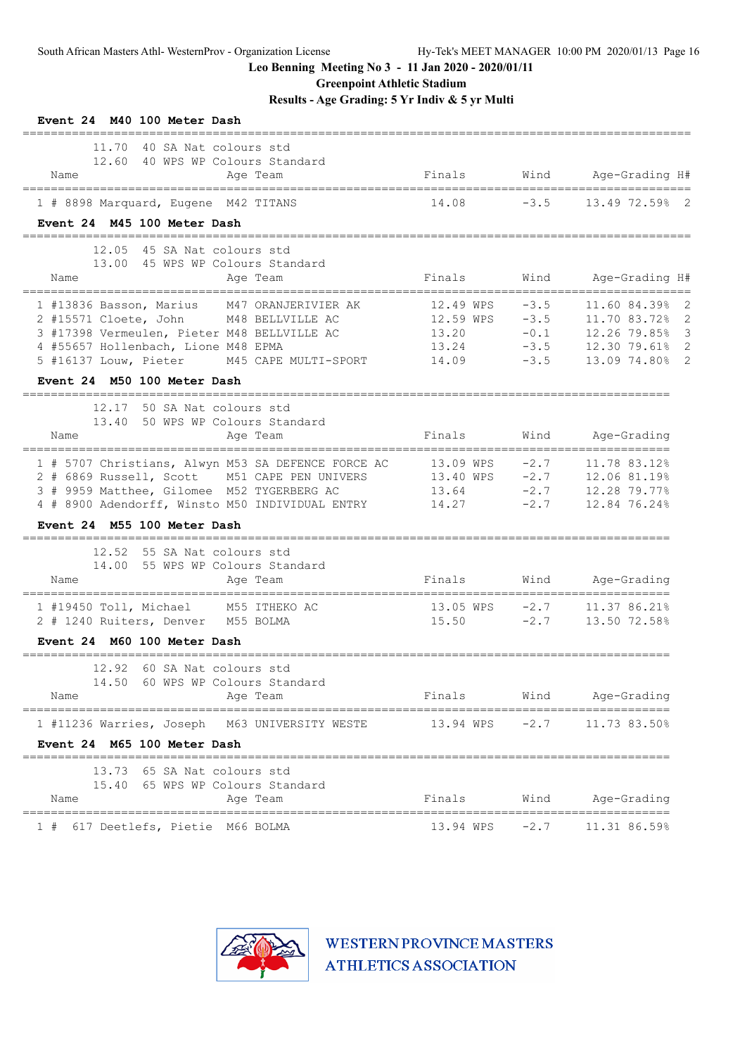Leo Benning Meeting No 3 - 11 Jan 2020 - 2020/01/11

Greenpoint Athletic Stadium

Results - Age Grading: 5 Yr Indiv & 5 yr Multi

### Event 24 M40 100 Meter Dash

11.70 40 SA Nat colours std
12.60 40 WPS WP Colours Standard

| Place | Name | Age | Team | Finals | | Wind | Age-Grading | | H# |
|---|---|---|---|---|---|---|---|---|---|
| 1 | # 8898 Marquard, Eugene | M42 | TITANS | 14.08 | | -3.5 | 13.49 | 72.59% | 2 |

### Event 24 M45 100 Meter Dash

12.05 45 SA Nat colours std
13.00 45 WPS WP Colours Standard

| Place | Name | Age | Team | Finals | | Wind | Age-Grading | | H# |
|---|---|---|---|---|---|---|---|---|---|
| 1 | #13836 Basson, Marius | M47 | ORANJERIVIER AK | 12.49 | WPS | -3.5 | 11.60 | 84.39% | 2 |
| 2 | #15571 Cloete, John | M48 | BELLVILLE AC | 12.59 | WPS | -3.5 | 11.70 | 83.72% | 2 |
| 3 | #17398 Vermeulen, Pieter | M48 | BELLVILLE AC | 13.20 | | -0.1 | 12.26 | 79.85% | 3 |
| 4 | #55657 Hollenbach, Lione | M48 | EPMA | 13.24 | | -3.5 | 12.30 | 79.61% | 2 |
| 5 | #16137 Louw, Pieter | M45 | CAPE MULTI-SPORT | 14.09 | | -3.5 | 13.09 | 74.80% | 2 |

### Event 24 M50 100 Meter Dash

12.17 50 SA Nat colours std
13.40 50 WPS WP Colours Standard

| Place | Name | Age | Team | Finals | | Wind | Age-Grading | |
|---|---|---|---|---|---|---|---|---|
| 1 | # 5707 Christians, Alwyn | M53 | SA DEFENCE FORCE AC | 13.09 | WPS | -2.7 | 11.78 | 83.12% |
| 2 | # 6869 Russell, Scott | M51 | CAPE PEN UNIVERS | 13.40 | WPS | -2.7 | 12.06 | 81.19% |
| 3 | # 9959 Matthee, Gilomee | M52 | TYGERBERG AC | 13.64 | | -2.7 | 12.28 | 79.77% |
| 4 | # 8900 Adendorff, Winsto | M50 | INDIVIDUAL ENTRY | 14.27 | | -2.7 | 12.84 | 76.24% |

### Event 24 M55 100 Meter Dash

12.52 55 SA Nat colours std
14.00 55 WPS WP Colours Standard

| Place | Name | Age | Team | Finals | | Wind | Age-Grading | |
|---|---|---|---|---|---|---|---|---|
| 1 | #19450 Toll, Michael | M55 | ITHEKO AC | 13.05 | WPS | -2.7 | 11.37 | 86.21% |
| 2 | # 1240 Ruiters, Denver | M55 | BOLMA | 15.50 | | -2.7 | 13.50 | 72.58% |

### Event 24 M60 100 Meter Dash

12.92 60 SA Nat colours std
14.50 60 WPS WP Colours Standard

| Place | Name | Age | Team | Finals | | Wind | Age-Grading | |
|---|---|---|---|---|---|---|---|---|
| 1 | #11236 Warries, Joseph | M63 | UNIVERSITY WESTE | 13.94 | WPS | -2.7 | 11.73 | 83.50% |

### Event 24 M65 100 Meter Dash

13.73 65 SA Nat colours std
15.40 65 WPS WP Colours Standard

| Place | Name | Age | Team | Finals | | Wind | Age-Grading | |
|---|---|---|---|---|---|---|---|---|
| 1 | # 617 Deetlefs, Pietie | M66 | BOLMA | 13.94 | WPS | -2.7 | 11.31 | 86.59% |

WESTERN PROVINCE MASTERS ATHLETICS ASSOCIATION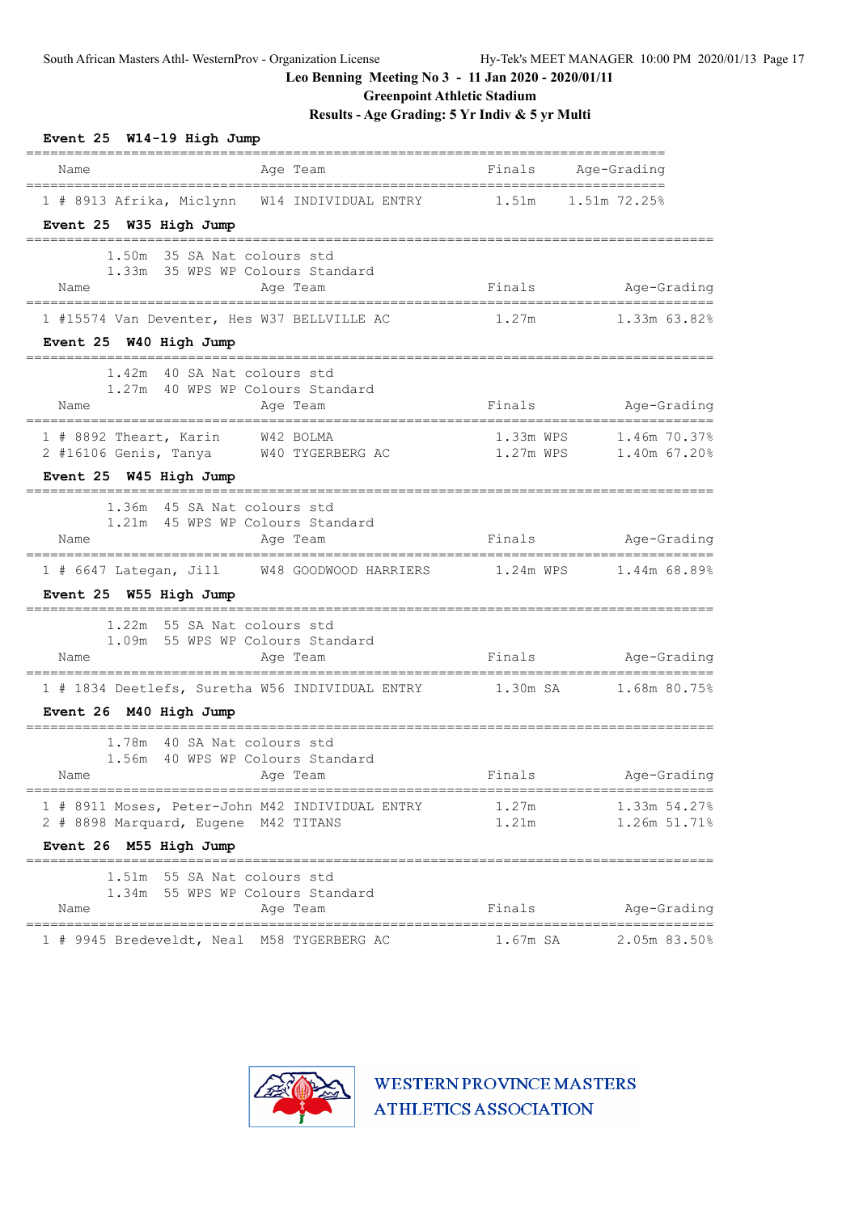**Leo Benning Meeting No 3 - 11 Jan 2020 - 2020/01/11**

**Greenpoint Athletic Stadium**

**Results - Age Grading: 5 Yr Indiv & 5 yr Multi**

### Event 25 W14-19 High Jump

| Name | Age | Team | Finals | Age-Grading |
|---|---|---|---|---|
| 1 # 8913 Afrika, Miclynn | W14 | INDIVIDUAL ENTRY | 1.51m | 1.51m 72.25% |

### Event 25 W35 High Jump

1.50m 35 SA Nat colours std
1.33m 35 WPS WP Colours Standard

| Name | Age | Team | Finals | Age-Grading |
|---|---|---|---|---|
| 1 #15574 Van Deventer, Hes | W37 | BELLVILLE AC | 1.27m | 1.33m 63.82% |

### Event 25 W40 High Jump

1.42m 40 SA Nat colours std
1.27m 40 WPS WP Colours Standard

| Name | Age | Team | Finals | Age-Grading |
|---|---|---|---|---|
| 1 # 8892 Theart, Karin | W42 | BOLMA | 1.33m WPS | 1.46m 70.37% |
| 2 #16106 Genis, Tanya | W40 | TYGERBERG AC | 1.27m WPS | 1.40m 67.20% |

### Event 25 W45 High Jump

1.36m 45 SA Nat colours std
1.21m 45 WPS WP Colours Standard

| Name | Age | Team | Finals | Age-Grading |
|---|---|---|---|---|
| 1 # 6647 Lategan, Jill | W48 | GOODWOOD HARRIERS | 1.24m WPS | 1.44m 68.89% |

### Event 25 W55 High Jump

1.22m 55 SA Nat colours std
1.09m 55 WPS WP Colours Standard

| Name | Age | Team | Finals | Age-Grading |
|---|---|---|---|---|
| 1 # 1834 Deetlefs, Suretha | W56 | INDIVIDUAL ENTRY | 1.30m SA | 1.68m 80.75% |

### Event 26 M40 High Jump

1.78m 40 SA Nat colours std
1.56m 40 WPS WP Colours Standard

| Name | Age | Team | Finals | Age-Grading |
|---|---|---|---|---|
| 1 # 8911 Moses, Peter-John | M42 | INDIVIDUAL ENTRY | 1.27m | 1.33m 54.27% |
| 2 # 8898 Marquard, Eugene | M42 | TITANS | 1.21m | 1.26m 51.71% |

### Event 26 M55 High Jump

1.51m 55 SA Nat colours std
1.34m 55 WPS WP Colours Standard

| Name | Age | Team | Finals | Age-Grading |
|---|---|---|---|---|
| 1 # 9945 Bredeveldt, Neal | M58 | TYGERBERG AC | 1.67m SA | 2.05m 83.50% |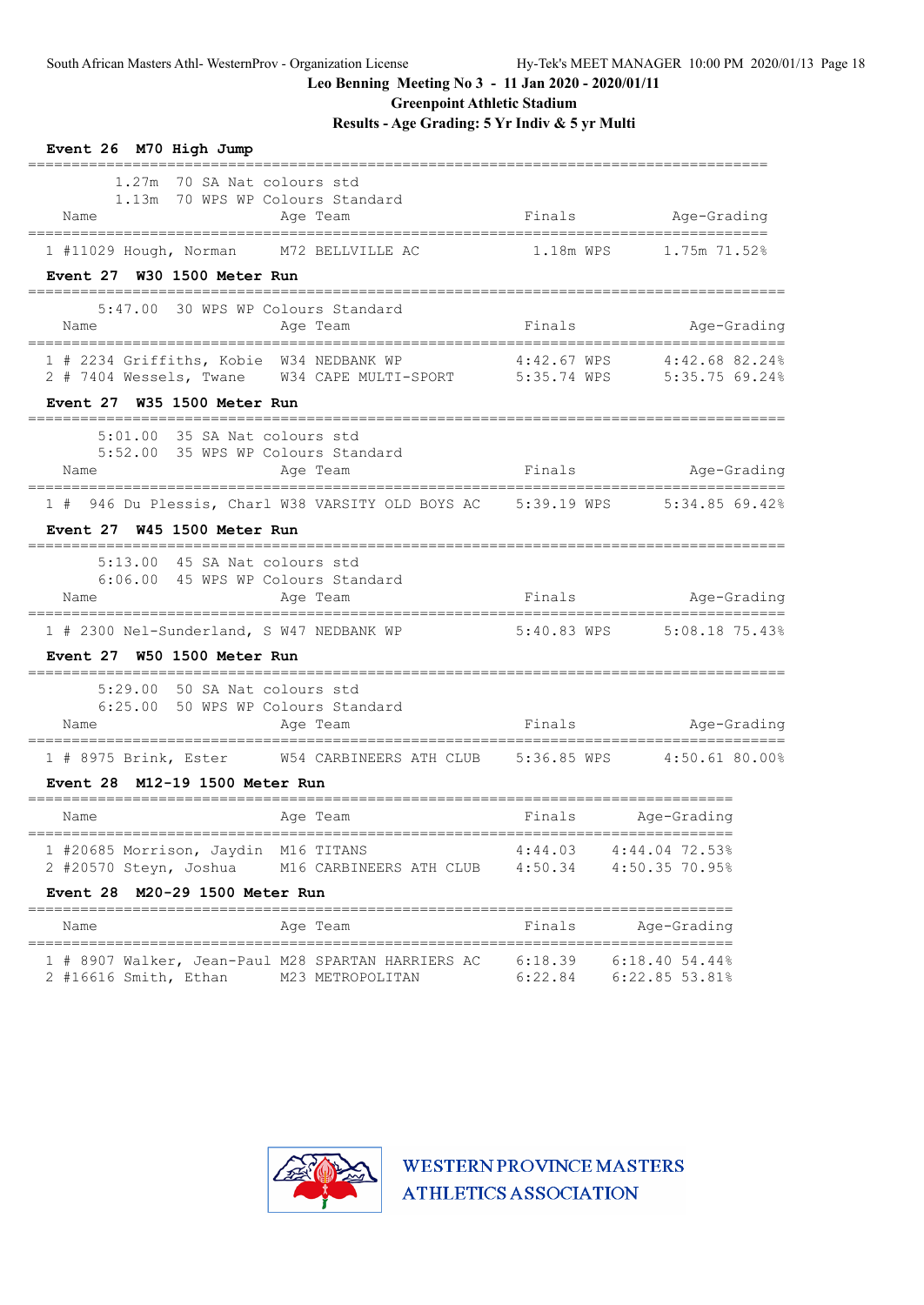Leo Benning Meeting No 3 - 11 Jan 2020 - 2020/01/11

Greenpoint Athletic Stadium

Results - Age Grading: 5 Yr Indiv & 5 yr Multi

### Event 26 M70 High Jump

1.27m 70 SA Nat colours std
1.13m 70 WPS WP Colours Standard

| | Name | Age | Team | Finals | | Age-Grading | |
|---|---|---|---|---|---|---|---|
| 1 | #11029 Hough, Norman | M72 | BELLVILLE AC | 1.18m | WPS | 1.75m | 71.52% |

### Event 27 W30 1500 Meter Run

5:47.00 30 WPS WP Colours Standard

| | Name | Age | Team | Finals | | Age-Grading | |
|---|---|---|---|---|---|---|---|
| 1 | # 2234 Griffiths, Kobie | W34 | NEDBANK WP | 4:42.67 | WPS | 4:42.68 | 82.24% |
| 2 | # 7404 Wessels, Twane | W34 | CAPE MULTI-SPORT | 5:35.74 | WPS | 5:35.75 | 69.24% |

### Event 27 W35 1500 Meter Run

5:01.00 35 SA Nat colours std
5:52.00 35 WPS WP Colours Standard

| | Name | Age | Team | Finals | | Age-Grading | |
|---|---|---|---|---|---|---|---|
| 1 | # 946 Du Plessis, Charl | W38 | VARSITY OLD BOYS AC | 5:39.19 | WPS | 5:34.85 | 69.42% |

### Event 27 W45 1500 Meter Run

5:13.00 45 SA Nat colours std
6:06.00 45 WPS WP Colours Standard

| | Name | Age | Team | Finals | | Age-Grading | |
|---|---|---|---|---|---|---|---|
| 1 | # 2300 Nel-Sunderland, S | W47 | NEDBANK WP | 5:40.83 | WPS | 5:08.18 | 75.43% |

### Event 27 W50 1500 Meter Run

5:29.00 50 SA Nat colours std
6:25.00 50 WPS WP Colours Standard

| | Name | Age | Team | Finals | | Age-Grading | |
|---|---|---|---|---|---|---|---|
| 1 | # 8975 Brink, Ester | W54 | CARBINEERS ATH CLUB | 5:36.85 | WPS | 4:50.61 | 80.00% |

### Event 28 M12-19 1500 Meter Run

| | Name | Age | Team | Finals | Age-Grading | |
|---|---|---|---|---|---|---|
| 1 | #20685 Morrison, Jaydin | M16 | TITANS | 4:44.03 | 4:44.04 | 72.53% |
| 2 | #20570 Steyn, Joshua | M16 | CARBINEERS ATH CLUB | 4:50.34 | 4:50.35 | 70.95% |

### Event 28 M20-29 1500 Meter Run

| | Name | Age | Team | Finals | Age-Grading | |
|---|---|---|---|---|---|---|
| 1 | # 8907 Walker, Jean-Paul | M28 | SPARTAN HARRIERS AC | 6:18.39 | 6:18.40 | 54.44% |
| 2 | #16616 Smith, Ethan | M23 | METROPOLITAN | 6:22.84 | 6:22.85 | 53.81% |

WESTERN PROVINCE MASTERS ATHLETICS ASSOCIATION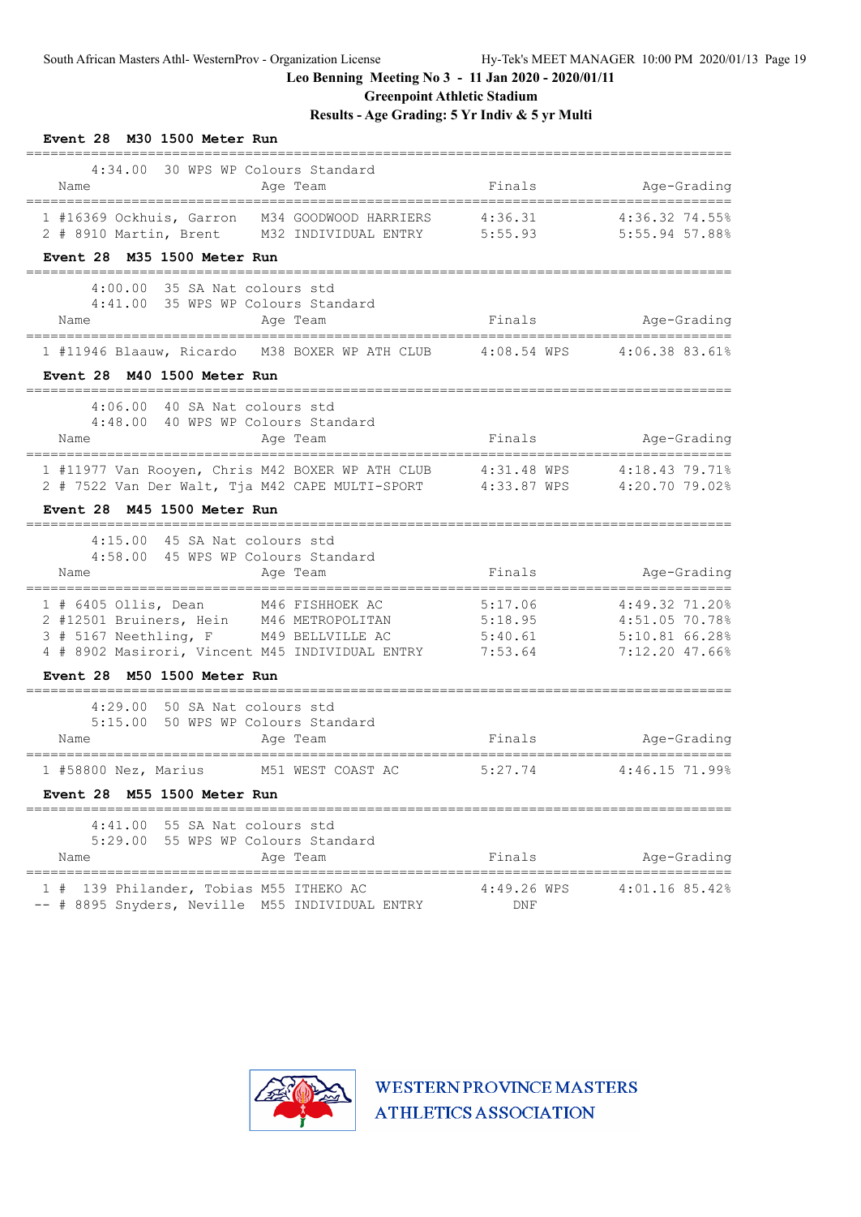Leo Benning Meeting No 3 - 11 Jan 2020 - 2020/01/11

Greenpoint Athletic Stadium

Results - Age Grading: 5 Yr Indiv & 5 yr Multi

### Event 28 M30 1500 Meter Run

4:34.00 30 WPS WP Colours Standard

| | Name | Age | Team | Finals | | Age-Grading | |
|---|---|---|---|---|---|---|---|
| 1 | #16369 Ockhuis, Garron | M34 | GOODWOOD HARRIERS | 4:36.31 | | 4:36.32 | 74.55% |
| 2 | # 8910 Martin, Brent | M32 | INDIVIDUAL ENTRY | 5:55.93 | | 5:55.94 | 57.88% |

### Event 28 M35 1500 Meter Run

4:00.00 35 SA Nat colours std
4:41.00 35 WPS WP Colours Standard

| | Name | Age | Team | Finals | | Age-Grading | |
|---|---|---|---|---|---|---|---|
| 1 | #11946 Blaauw, Ricardo | M38 | BOXER WP ATH CLUB | 4:08.54 | WPS | 4:06.38 | 83.61% |

### Event 28 M40 1500 Meter Run

4:06.00 40 SA Nat colours std
4:48.00 40 WPS WP Colours Standard

| | Name | Age | Team | Finals | | Age-Grading | |
|---|---|---|---|---|---|---|---|
| 1 | #11977 Van Rooyen, Chris | M42 | BOXER WP ATH CLUB | 4:31.48 | WPS | 4:18.43 | 79.71% |
| 2 | # 7522 Van Der Walt, Tja | M42 | CAPE MULTI-SPORT | 4:33.87 | WPS | 4:20.70 | 79.02% |

### Event 28 M45 1500 Meter Run

4:15.00 45 SA Nat colours std
4:58.00 45 WPS WP Colours Standard

| | Name | Age | Team | Finals | | Age-Grading | |
|---|---|---|---|---|---|---|---|
| 1 | # 6405 Ollis, Dean | M46 | FISHHOEK AC | 5:17.06 | | 4:49.32 | 71.20% |
| 2 | #12501 Bruiners, Hein | M46 | METROPOLITAN | 5:18.95 | | 4:51.05 | 70.78% |
| 3 | # 5167 Neethling, F | M49 | BELLVILLE AC | 5:40.61 | | 5:10.81 | 66.28% |
| 4 | # 8902 Masirori, Vincent | M45 | INDIVIDUAL ENTRY | 7:53.64 | | 7:12.20 | 47.66% |

### Event 28 M50 1500 Meter Run

4:29.00 50 SA Nat colours std
5:15.00 50 WPS WP Colours Standard

| | Name | Age | Team | Finals | | Age-Grading | |
|---|---|---|---|---|---|---|---|
| 1 | #58800 Nez, Marius | M51 | WEST COAST AC | 5:27.74 | | 4:46.15 | 71.99% |

### Event 28 M55 1500 Meter Run

4:41.00 55 SA Nat colours std
5:29.00 55 WPS WP Colours Standard

| | Name | Age | Team | Finals | | Age-Grading | |
|---|---|---|---|---|---|---|---|
| 1 | # 139 Philander, Tobias | M55 | ITHEKO AC | 4:49.26 | WPS | 4:01.16 | 85.42% |
| -- | # 8895 Snyders, Neville | M55 | INDIVIDUAL ENTRY | DNF | | | |

WESTERN PROVINCE MASTERS ATHLETICS ASSOCIATION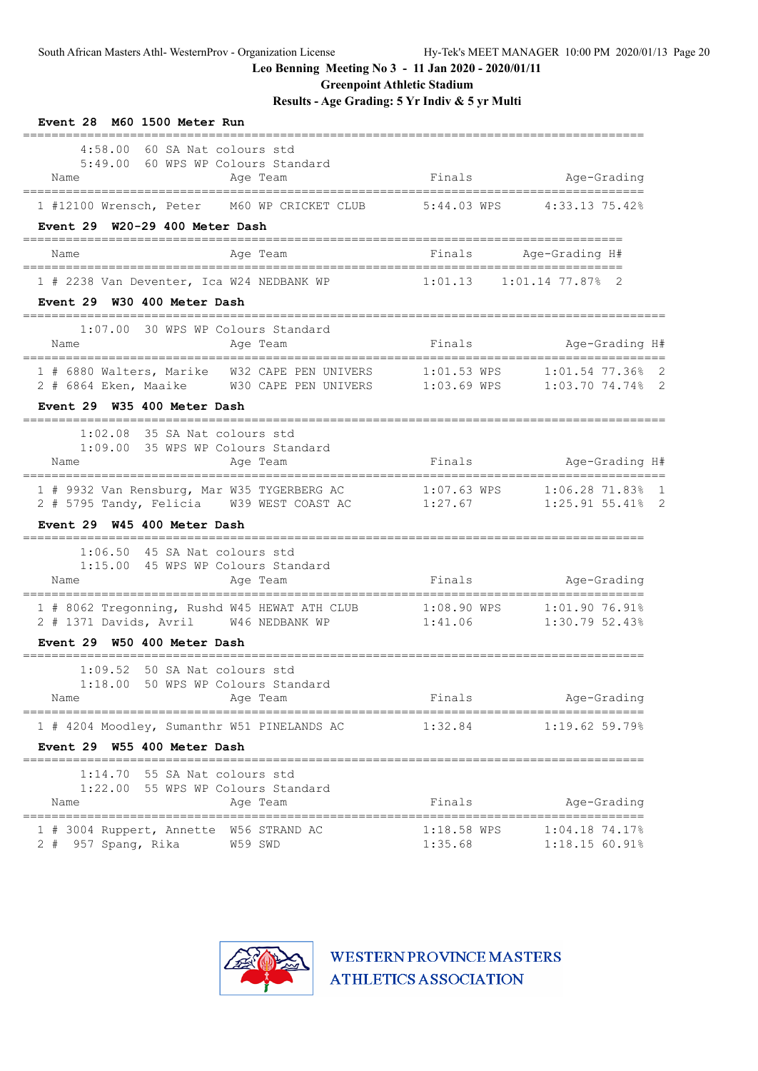Leo Benning Meeting No 3 - 11 Jan 2020 - 2020/01/11

Greenpoint Athletic Stadium

Results - Age Grading: 5 Yr Indiv & 5 yr Multi

**Event 28 M60 1500 Meter Run**

4:58.00 60 SA Nat colours std
5:49.00 60 WPS WP Colours Standard

| | Name | Age | Team | Finals | | Age-Grading | |
|---|---|---|---|---|---|---|---|
| 1 | #12100 Wrensch, Peter | M60 | WP CRICKET CLUB | 5:44.03 | WPS | 4:33.13 | 75.42% |

**Event 29 W20-29 400 Meter Dash**

| | Name | Age | Team | Finals | Age-Grading | | H# |
|---|---|---|---|---|---|---|---|
| 1 | # 2238 Van Deventer, Ica | W24 | NEDBANK WP | 1:01.13 | 1:01.14 | 77.87% | 2 |

**Event 29 W30 400 Meter Dash**

1:07.00 30 WPS WP Colours Standard

| | Name | Age | Team | Finals | | Age-Grading | | H# |
|---|---|---|---|---|---|---|---|---|
| 1 | # 6880 Walters, Marike | W32 | CAPE PEN UNIVERS | 1:01.53 | WPS | 1:01.54 | 77.36% | 2 |
| 2 | # 6864 Eken, Maaike | W30 | CAPE PEN UNIVERS | 1:03.69 | WPS | 1:03.70 | 74.74% | 2 |

**Event 29 W35 400 Meter Dash**

1:02.08 35 SA Nat colours std
1:09.00 35 WPS WP Colours Standard

| | Name | Age | Team | Finals | | Age-Grading | | H# |
|---|---|---|---|---|---|---|---|---|
| 1 | # 9932 Van Rensburg, Mar | W35 | TYGERBERG AC | 1:07.63 | WPS | 1:06.28 | 71.83% | 1 |
| 2 | # 5795 Tandy, Felicia | W39 | WEST COAST AC | 1:27.67 | | 1:25.91 | 55.41% | 2 |

**Event 29 W45 400 Meter Dash**

1:06.50 45 SA Nat colours std
1:15.00 45 WPS WP Colours Standard

| | Name | Age | Team | Finals | | Age-Grading | |
|---|---|---|---|---|---|---|---|
| 1 | # 8062 Tregonning, Rushd | W45 | HEWAT ATH CLUB | 1:08.90 | WPS | 1:01.90 | 76.91% |
| 2 | # 1371 Davids, Avril | W46 | NEDBANK WP | 1:41.06 | | 1:30.79 | 52.43% |

**Event 29 W50 400 Meter Dash**

1:09.52 50 SA Nat colours std
1:18.00 50 WPS WP Colours Standard

| | Name | Age | Team | Finals | Age-Grading | |
|---|---|---|---|---|---|---|
| 1 | # 4204 Moodley, Sumanthr | W51 | PINELANDS AC | 1:32.84 | 1:19.62 | 59.79% |

**Event 29 W55 400 Meter Dash**

1:14.70 55 SA Nat colours std
1:22.00 55 WPS WP Colours Standard

| | Name | Age | Team | Finals | | Age-Grading | |
|---|---|---|---|---|---|---|---|
| 1 | # 3004 Ruppert, Annette | W56 | STRAND AC | 1:18.58 | WPS | 1:04.18 | 74.17% |
| 2 | # 957 Spang, Rika | W59 | SWD | 1:35.68 | | 1:18.15 | 60.91% |

WESTERN PROVINCE MASTERS ATHLETICS ASSOCIATION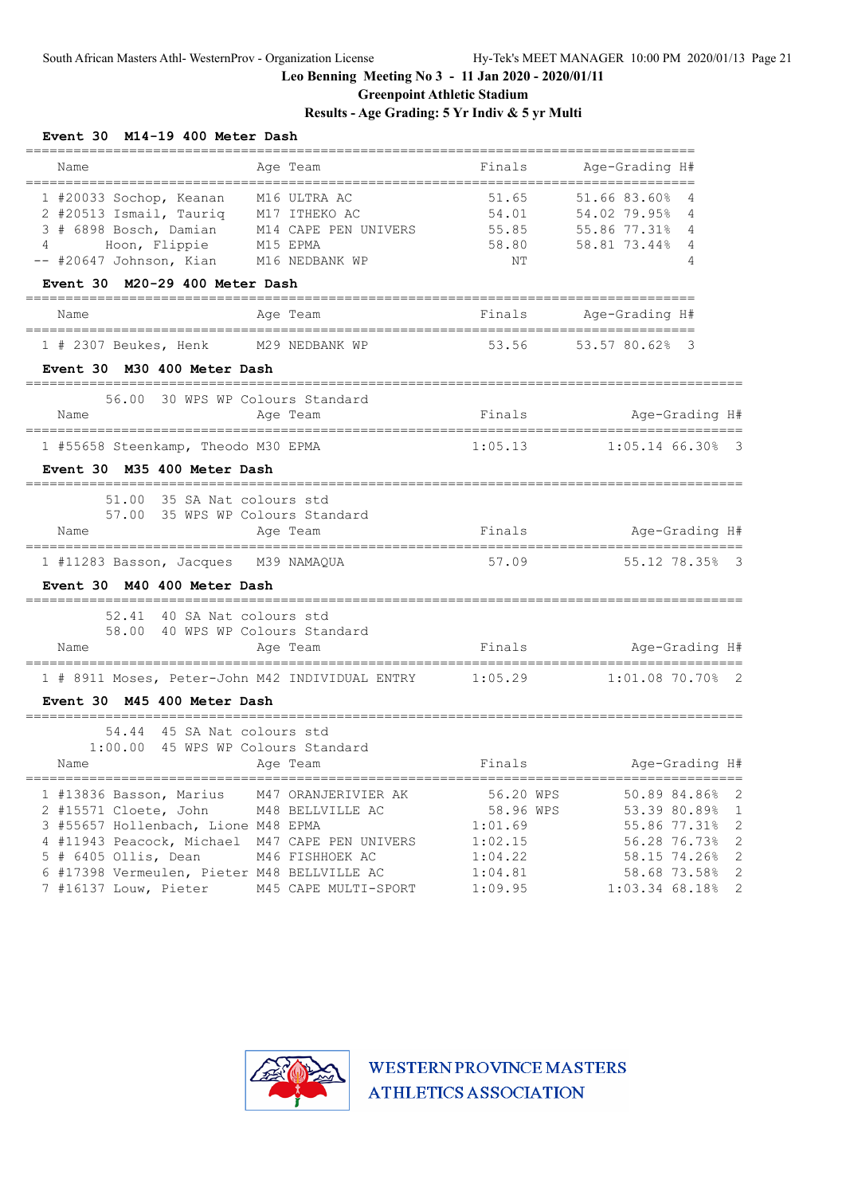Leo Benning Meeting No 3 - 11 Jan 2020 - 2020/01/11

Greenpoint Athletic Stadium

Results - Age Grading: 5 Yr Indiv & 5 yr Multi

### Event 30 M14-19 400 Meter Dash

| | Name | Age | Team | Finals | Age-Grading | | H# |
|---|---|---|---|---|---|---|---|
| 1 | #20033 Sochop, Keanan | M16 | ULTRA AC | 51.65 | 51.66 | 83.60% | 4 |
| 2 | #20513 Ismail, Tauriq | M17 | ITHEKO AC | 54.01 | 54.02 | 79.95% | 4 |
| 3 | # 6898 Bosch, Damian | M14 | CAPE PEN UNIVERS | 55.85 | 55.86 | 77.31% | 4 |
| 4 | Hoon, Flippie | M15 | EPMA | 58.80 | 58.81 | 73.44% | 4 |
| -- | #20647 Johnson, Kian | M16 | NEDBANK WP | NT | | | 4 |

### Event 30 M20-29 400 Meter Dash

| | Name | Age | Team | Finals | Age-Grading | | H# |
|---|---|---|---|---|---|---|---|
| 1 | # 2307 Beukes, Henk | M29 | NEDBANK WP | 53.56 | 53.57 | 80.62% | 3 |

### Event 30 M30 400 Meter Dash

56.00 30 WPS WP Colours Standard

| | Name | Age | Team | Finals | Age-Grading | | H# |
|---|---|---|---|---|---|---|---|
| 1 | #55658 Steenkamp, Theodo | M30 | EPMA | 1:05.13 | 1:05.14 | 66.30% | 3 |

### Event 30 M35 400 Meter Dash

51.00 35 SA Nat colours std
57.00 35 WPS WP Colours Standard

| | Name | Age | Team | Finals | Age-Grading | | H# |
|---|---|---|---|---|---|---|---|
| 1 | #11283 Basson, Jacques | M39 | NAMAQUA | 57.09 | 55.12 | 78.35% | 3 |

### Event 30 M40 400 Meter Dash

52.41 40 SA Nat colours std
58.00 40 WPS WP Colours Standard

| | Name | Age | Team | Finals | Age-Grading | | H# |
|---|---|---|---|---|---|---|---|
| 1 | # 8911 Moses, Peter-John | M42 | INDIVIDUAL ENTRY | 1:05.29 | 1:01.08 | 70.70% | 2 |

### Event 30 M45 400 Meter Dash

54.44 45 SA Nat colours std
1:00.00 45 WPS WP Colours Standard

| | Name | Age | Team | Finals | Age-Grading | | H# |
|---|---|---|---|---|---|---|---|
| 1 | #13836 Basson, Marius | M47 | ORANJERIVIER AK | 56.20 WPS | 50.89 | 84.86% | 2 |
| 2 | #15571 Cloete, John | M48 | BELLVILLE AC | 58.96 WPS | 53.39 | 80.89% | 1 |
| 3 | #55657 Hollenbach, Lione | M48 | EPMA | 1:01.69 | 55.86 | 77.31% | 2 |
| 4 | #11943 Peacock, Michael | M47 | CAPE PEN UNIVERS | 1:02.15 | 56.28 | 76.73% | 2 |
| 5 | # 6405 Ollis, Dean | M46 | FISHHOEK AC | 1:04.22 | 58.15 | 74.26% | 2 |
| 6 | #17398 Vermeulen, Pieter | M48 | BELLVILLE AC | 1:04.81 | 58.68 | 73.58% | 2 |
| 7 | #16137 Louw, Pieter | M45 | CAPE MULTI-SPORT | 1:09.95 | 1:03.34 | 68.18% | 2 |

WESTERN PROVINCE MASTERS ATHLETICS ASSOCIATION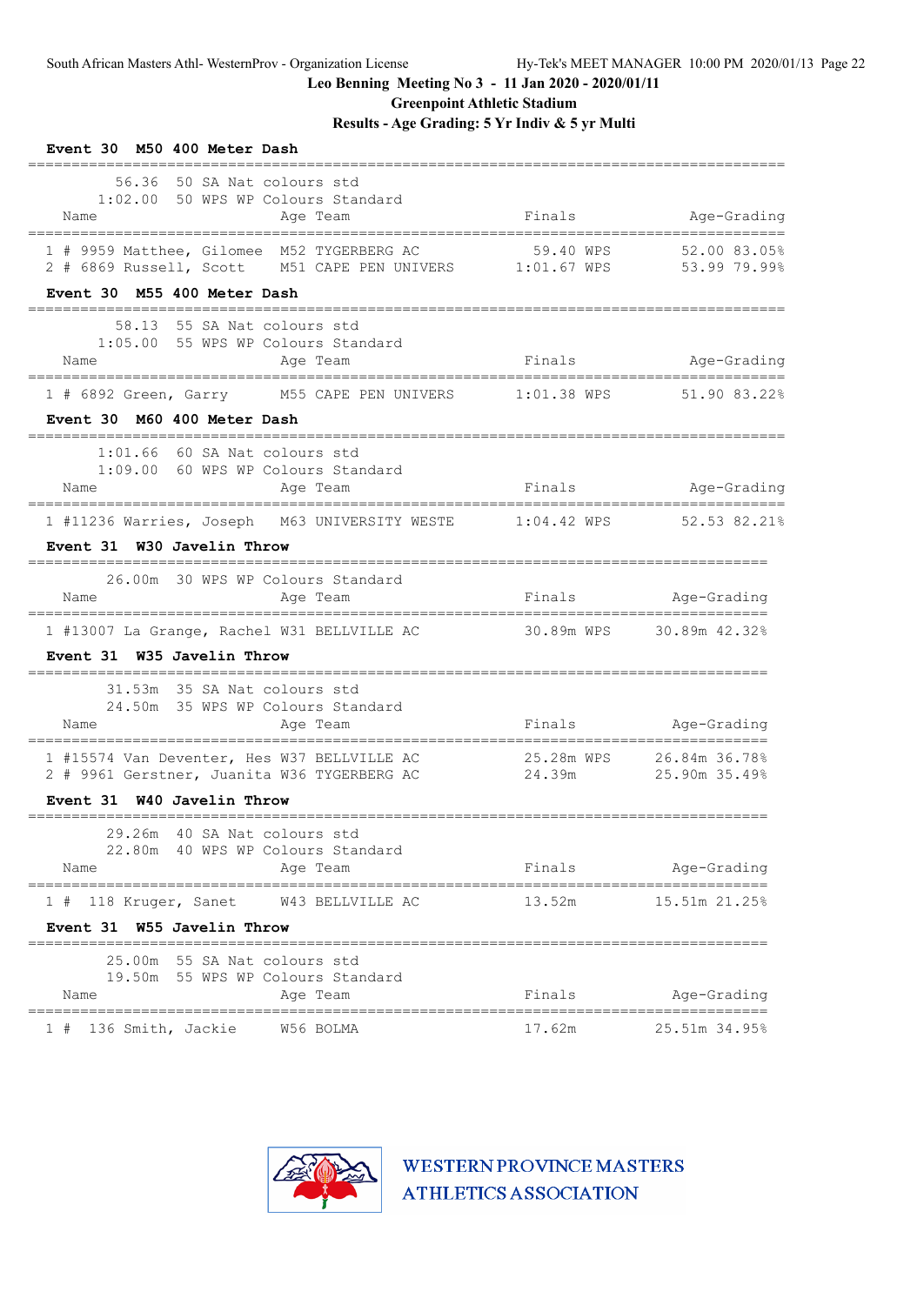Leo Benning Meeting No 3 - 11 Jan 2020 - 2020/01/11

Greenpoint Athletic Stadium

Results - Age Grading: 5 Yr Indiv & 5 yr Multi

**Event 30 M50 400 Meter Dash**

56.36 50 SA Nat colours std
1:02.00 50 WPS WP Colours Standard

| Place | Name | Age | Team | Finals | Age-Grading |
|---|---|---|---|---|---|
| 1 | # 9959 Matthee, Gilomee | M52 | TYGERBERG AC | 59.40 WPS | 52.00 83.05% |
| 2 | # 6869 Russell, Scott | M51 | CAPE PEN UNIVERS | 1:01.67 WPS | 53.99 79.99% |

**Event 30 M55 400 Meter Dash**

58.13 55 SA Nat colours std
1:05.00 55 WPS WP Colours Standard

| Place | Name | Age | Team | Finals | Age-Grading |
|---|---|---|---|---|---|
| 1 | # 6892 Green, Garry | M55 | CAPE PEN UNIVERS | 1:01.38 WPS | 51.90 83.22% |

**Event 30 M60 400 Meter Dash**

1:01.66 60 SA Nat colours std
1:09.00 60 WPS WP Colours Standard

| Place | Name | Age | Team | Finals | Age-Grading |
|---|---|---|---|---|---|
| 1 | #11236 Warries, Joseph | M63 | UNIVERSITY WESTE | 1:04.42 WPS | 52.53 82.21% |

**Event 31 W30 Javelin Throw**

26.00m 30 WPS WP Colours Standard

| Place | Name | Age | Team | Finals | Age-Grading |
|---|---|---|---|---|---|
| 1 | #13007 La Grange, Rachel | W31 | BELLVILLE AC | 30.89m WPS | 30.89m 42.32% |

**Event 31 W35 Javelin Throw**

31.53m 35 SA Nat colours std
24.50m 35 WPS WP Colours Standard

| Place | Name | Age | Team | Finals | Age-Grading |
|---|---|---|---|---|---|
| 1 | #15574 Van Deventer, Hes | W37 | BELLVILLE AC | 25.28m WPS | 26.84m 36.78% |
| 2 | # 9961 Gerstner, Juanita | W36 | TYGERBERG AC | 24.39m | 25.90m 35.49% |

**Event 31 W40 Javelin Throw**

29.26m 40 SA Nat colours std
22.80m 40 WPS WP Colours Standard

| Place | Name | Age | Team | Finals | Age-Grading |
|---|---|---|---|---|---|
| 1 | # 118 Kruger, Sanet | W43 | BELLVILLE AC | 13.52m | 15.51m 21.25% |

**Event 31 W55 Javelin Throw**

25.00m 55 SA Nat colours std
19.50m 55 WPS WP Colours Standard

| Place | Name | Age | Team | Finals | Age-Grading |
|---|---|---|---|---|---|
| 1 | # 136 Smith, Jackie | W56 | BOLMA | 17.62m | 25.51m 34.95% |

WESTERN PROVINCE MASTERS ATHLETICS ASSOCIATION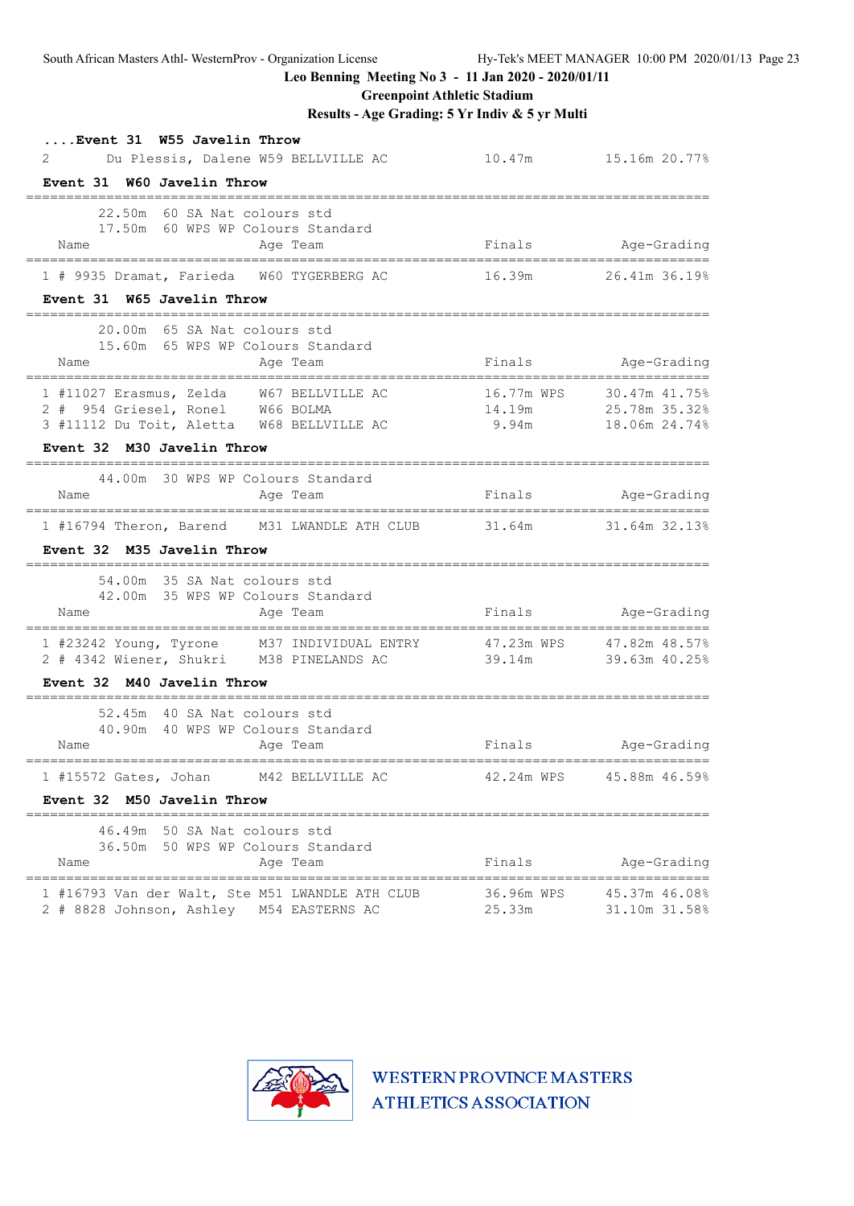**Leo Benning Meeting No 3 - 11 Jan 2020 - 2020/01/11**

**Greenpoint Athletic Stadium**

**Results - Age Grading: 5 Yr Indiv & 5 yr Multi**

### ....Event 31 W55 Javelin Throw

| Place | Name | Age | Team | Finals | Age-Grading | |
|---|---|---|---|---|---|---|
| 2 | Du Plessis, Dalene | W59 | BELLVILLE AC | 10.47m | 15.16m | 20.77% |

### Event 31 W60 Javelin Throw

22.50m 60 SA Nat colours std
17.50m 60 WPS WP Colours Standard

| Place | Name | Age | Team | Finals | Age-Grading | |
|---|---|---|---|---|---|---|
| 1 | # 9935 Dramat, Farieda | W60 | TYGERBERG AC | 16.39m | 26.41m | 36.19% |

### Event 31 W65 Javelin Throw

20.00m 65 SA Nat colours std
15.60m 65 WPS WP Colours Standard

| Place | Name | Age | Team | Finals | Age-Grading | |
|---|---|---|---|---|---|---|
| 1 | #11027 Erasmus, Zelda | W67 | BELLVILLE AC | 16.77m WPS | 30.47m | 41.75% |
| 2 | # 954 Griesel, Ronel | W66 | BOLMA | 14.19m | 25.78m | 35.32% |
| 3 | #11112 Du Toit, Aletta | W68 | BELLVILLE AC | 9.94m | 18.06m | 24.74% |

### Event 32 M30 Javelin Throw

44.00m 30 WPS WP Colours Standard

| Place | Name | Age | Team | Finals | Age-Grading | |
|---|---|---|---|---|---|---|
| 1 | #16794 Theron, Barend | M31 | LWANDLE ATH CLUB | 31.64m | 31.64m | 32.13% |

### Event 32 M35 Javelin Throw

54.00m 35 SA Nat colours std
42.00m 35 WPS WP Colours Standard

| Place | Name | Age | Team | Finals | Age-Grading | |
|---|---|---|---|---|---|---|
| 1 | #23242 Young, Tyrone | M37 | INDIVIDUAL ENTRY | 47.23m WPS | 47.82m | 48.57% |
| 2 | # 4342 Wiener, Shukri | M38 | PINELANDS AC | 39.14m | 39.63m | 40.25% |

### Event 32 M40 Javelin Throw

52.45m 40 SA Nat colours std
40.90m 40 WPS WP Colours Standard

| Place | Name | Age | Team | Finals | Age-Grading | |
|---|---|---|---|---|---|---|
| 1 | #15572 Gates, Johan | M42 | BELLVILLE AC | 42.24m WPS | 45.88m | 46.59% |

### Event 32 M50 Javelin Throw

46.49m 50 SA Nat colours std
36.50m 50 WPS WP Colours Standard

| Place | Name | Age | Team | Finals | Age-Grading | |
|---|---|---|---|---|---|---|
| 1 | #16793 Van der Walt, Ste | M51 | LWANDLE ATH CLUB | 36.96m WPS | 45.37m | 46.08% |
| 2 | # 8828 Johnson, Ashley | M54 | EASTERNS AC | 25.33m | 31.10m | 31.58% |

WESTERN PROVINCE MASTERS ATHLETICS ASSOCIATION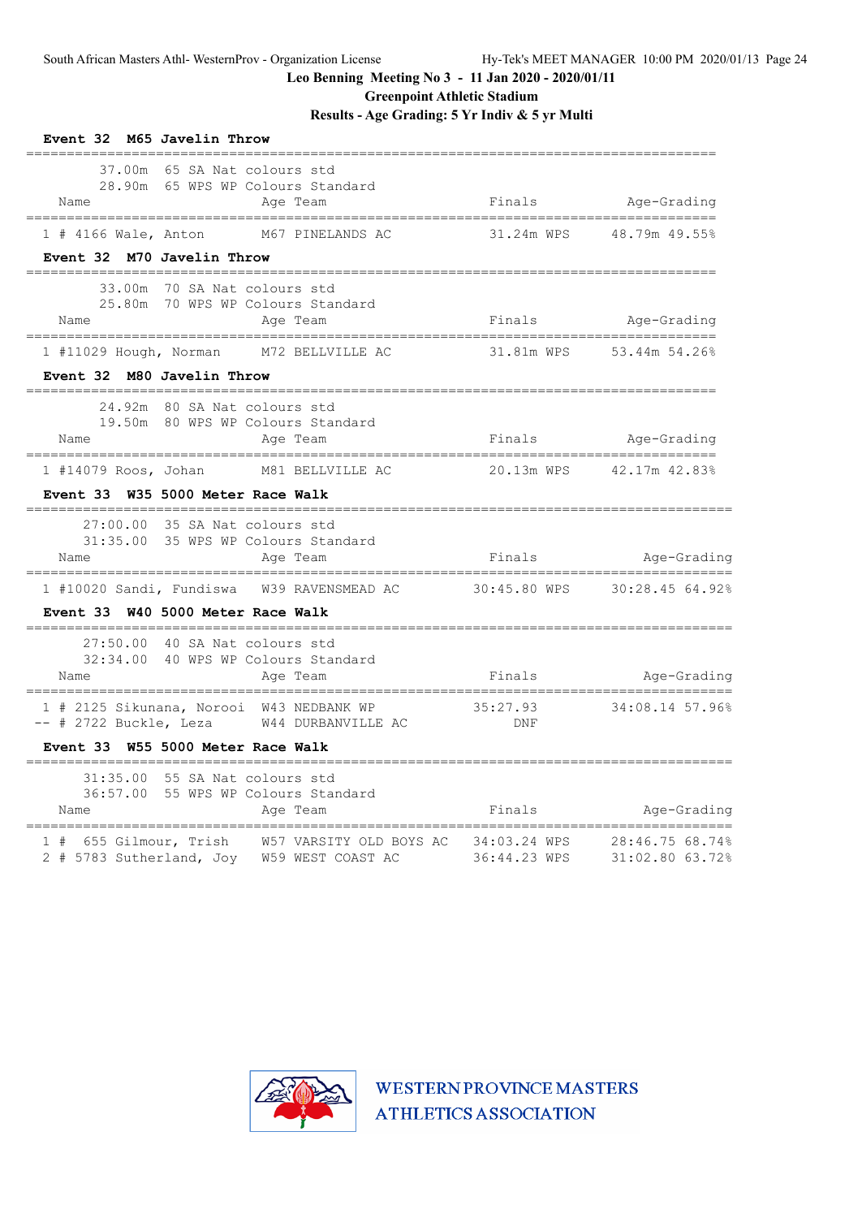Leo Benning Meeting No 3 - 11 Jan 2020 - 2020/01/11

Greenpoint Athletic Stadium

Results - Age Grading: 5 Yr Indiv & 5 yr Multi

### Event 32 M65 Javelin Throw

37.00m 65 SA Nat colours std
28.90m 65 WPS WP Colours Standard

| | Name | Age | Team | Finals | | Age-Grading | |
|---|---|---|---|---|---|---|---|
| 1 | # 4166 Wale, Anton | M67 | PINELANDS AC | 31.24m | WPS | 48.79m | 49.55% |

### Event 32 M70 Javelin Throw

33.00m 70 SA Nat colours std
25.80m 70 WPS WP Colours Standard

| | Name | Age | Team | Finals | | Age-Grading | |
|---|---|---|---|---|---|---|---|
| 1 | #11029 Hough, Norman | M72 | BELLVILLE AC | 31.81m | WPS | 53.44m | 54.26% |

### Event 32 M80 Javelin Throw

24.92m 80 SA Nat colours std
19.50m 80 WPS WP Colours Standard

| | Name | Age | Team | Finals | | Age-Grading | |
|---|---|---|---|---|---|---|---|
| 1 | #14079 Roos, Johan | M81 | BELLVILLE AC | 20.13m | WPS | 42.17m | 42.83% |

### Event 33 W35 5000 Meter Race Walk

27:00.00 35 SA Nat colours std
31:35.00 35 WPS WP Colours Standard

| | Name | Age | Team | Finals | | Age-Grading | |
|---|---|---|---|---|---|---|---|
| 1 | #10020 Sandi, Fundiswa | W39 | RAVENSMEAD AC | 30:45.80 | WPS | 30:28.45 | 64.92% |

### Event 33 W40 5000 Meter Race Walk

27:50.00 40 SA Nat colours std
32:34.00 40 WPS WP Colours Standard

| | Name | Age | Team | Finals | | Age-Grading | |
|---|---|---|---|---|---|---|---|
| 1 | # 2125 Sikunana, Norooi | W43 | NEDBANK WP | 35:27.93 | | 34:08.14 | 57.96% |
| -- | # 2722 Buckle, Leza | W44 | DURBANVILLE AC | DNF | | | |

### Event 33 W55 5000 Meter Race Walk

31:35.00 55 SA Nat colours std
36:57.00 55 WPS WP Colours Standard

| | Name | Age | Team | Finals | | Age-Grading | |
|---|---|---|---|---|---|---|---|
| 1 | # 655 Gilmour, Trish | W57 | VARSITY OLD BOYS AC | 34:03.24 | WPS | 28:46.75 | 68.74% |
| 2 | # 5783 Sutherland, Joy | W59 | WEST COAST AC | 36:44.23 | WPS | 31:02.80 | 63.72% |

WESTERN PROVINCE MASTERS ATHLETICS ASSOCIATION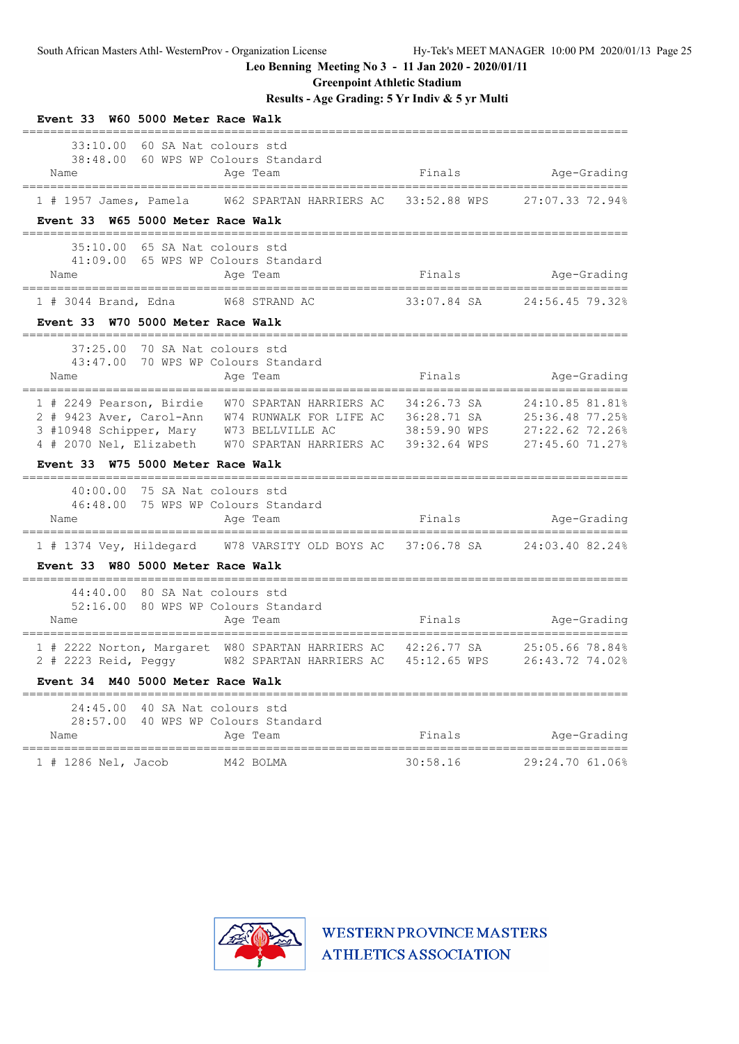## Leo Benning Meeting No 3 - 11 Jan 2020 - 2020/01/11

### Greenpoint Athletic Stadium

### Results - Age Grading: 5 Yr Indiv & 5 yr Multi

**Event 33 W60 5000 Meter Race Walk**

33:10.00 60 SA Nat colours std
38:48.00 60 WPS WP Colours Standard

| Name | Age | Team | Finals | | Age-Grading | |
|---|---|---|---|---|---|---|
| 1 # 1957 James, Pamela | W62 | SPARTAN HARRIERS AC | 33:52.88 | WPS | 27:07.33 | 72.94% |

**Event 33 W65 5000 Meter Race Walk**

35:10.00 65 SA Nat colours std
41:09.00 65 WPS WP Colours Standard

| Name | Age | Team | Finals | | Age-Grading | |
|---|---|---|---|---|---|---|
| 1 # 3044 Brand, Edna | W68 | STRAND AC | 33:07.84 | SA | 24:56.45 | 79.32% |

**Event 33 W70 5000 Meter Race Walk**

37:25.00 70 SA Nat colours std
43:47.00 70 WPS WP Colours Standard

| Name | Age | Team | Finals | | Age-Grading | |
|---|---|---|---|---|---|---|
| 1 # 2249 Pearson, Birdie | W70 | SPARTAN HARRIERS AC | 34:26.73 | SA | 24:10.85 | 81.81% |
| 2 # 9423 Aver, Carol-Ann | W74 | RUNWALK FOR LIFE AC | 36:28.71 | SA | 25:36.48 | 77.25% |
| 3 #10948 Schipper, Mary | W73 | BELLVILLE AC | 38:59.90 | WPS | 27:22.62 | 72.26% |
| 4 # 2070 Nel, Elizabeth | W70 | SPARTAN HARRIERS AC | 39:32.64 | WPS | 27:45.60 | 71.27% |

**Event 33 W75 5000 Meter Race Walk**

40:00.00 75 SA Nat colours std
46:48.00 75 WPS WP Colours Standard

| Name | Age | Team | Finals | | Age-Grading | |
|---|---|---|---|---|---|---|
| 1 # 1374 Vey, Hildegard | W78 | VARSITY OLD BOYS AC | 37:06.78 | SA | 24:03.40 | 82.24% |

**Event 33 W80 5000 Meter Race Walk**

44:40.00 80 SA Nat colours std
52:16.00 80 WPS WP Colours Standard

| Name | Age | Team | Finals | | Age-Grading | |
|---|---|---|---|---|---|---|
| 1 # 2222 Norton, Margaret | W80 | SPARTAN HARRIERS AC | 42:26.77 | SA | 25:05.66 | 78.84% |
| 2 # 2223 Reid, Peggy | W82 | SPARTAN HARRIERS AC | 45:12.65 | WPS | 26:43.72 | 74.02% |

**Event 34 M40 5000 Meter Race Walk**

24:45.00 40 SA Nat colours std
28:57.00 40 WPS WP Colours Standard

| Name | Age | Team | Finals | | Age-Grading | |
|---|---|---|---|---|---|---|
| 1 # 1286 Nel, Jacob | M42 | BOLMA | 30:58.16 | | 29:24.70 | 61.06% |

WESTERN PROVINCE MASTERS ATHLETICS ASSOCIATION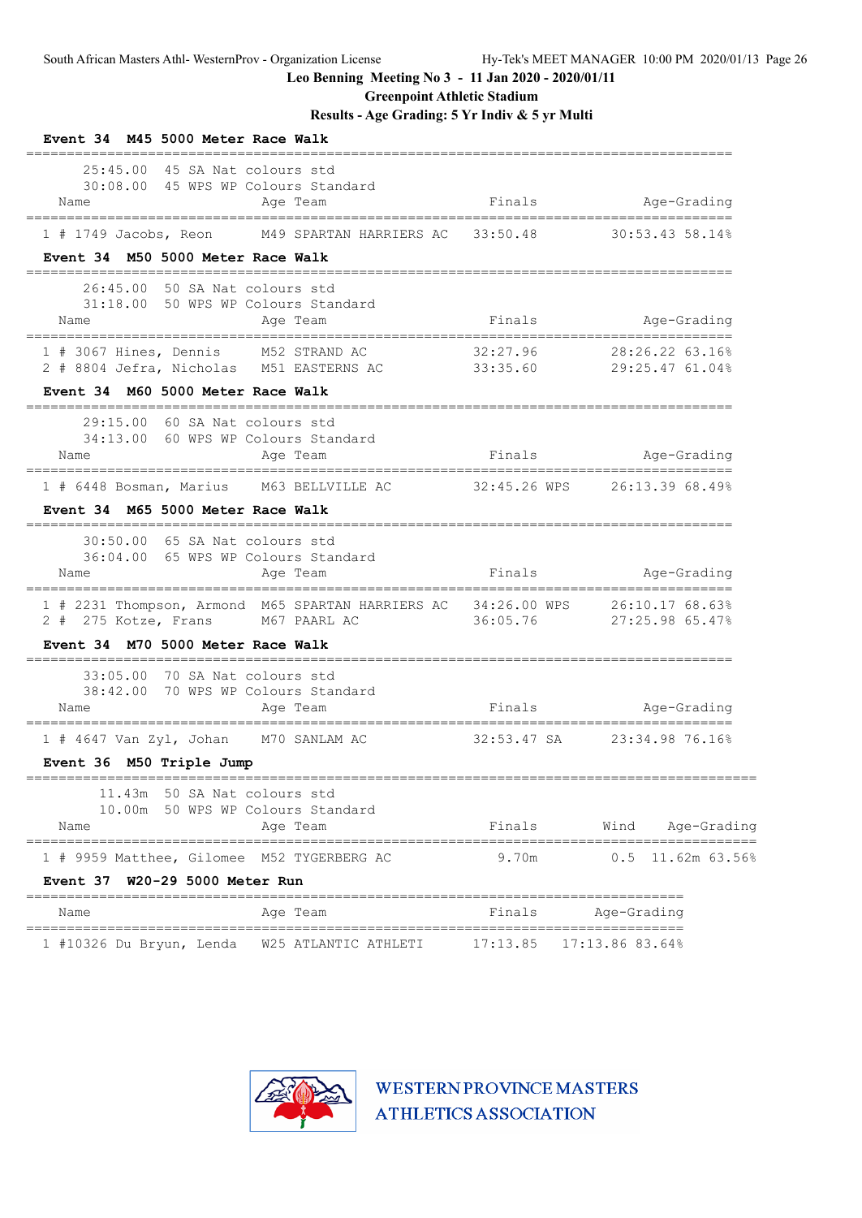South African Masters Athl- WesternProv - Organization License Hy-Tek's MEET MANAGER 10:00 PM 2020/01/13

**Leo Benning Meeting No 3 - 11 Jan 2020 - 2020/01/11**

**Greenpoint Athletic Stadium**

**Results - Age Grading: 5 Yr Indiv & 5 yr Multi**

### Event 34 M45 5000 Meter Race Walk

25:45.00 45 SA Nat colours std
30:08.00 45 WPS WP Colours Standard

| | Name | Age | Team | Finals | | Age-Grading | |
|---|---|---|---|---|---|---|---|
| 1 | # 1749 Jacobs, Reon | M49 | SPARTAN HARRIERS AC | 33:50.48 | | 30:53.43 | 58.14% |

### Event 34 M50 5000 Meter Race Walk

26:45.00 50 SA Nat colours std
31:18.00 50 WPS WP Colours Standard

| | Name | Age | Team | Finals | | Age-Grading | |
|---|---|---|---|---|---|---|---|
| 1 | # 3067 Hines, Dennis | M52 | STRAND AC | 32:27.96 | | 28:26.22 | 63.16% |
| 2 | # 8804 Jefra, Nicholas | M51 | EASTERNS AC | 33:35.60 | | 29:25.47 | 61.04% |

### Event 34 M60 5000 Meter Race Walk

29:15.00 60 SA Nat colours std
34:13.00 60 WPS WP Colours Standard

| | Name | Age | Team | Finals | | Age-Grading | |
|---|---|---|---|---|---|---|---|
| 1 | # 6448 Bosman, Marius | M63 | BELLVILLE AC | 32:45.26 | WPS | 26:13.39 | 68.49% |

### Event 34 M65 5000 Meter Race Walk

30:50.00 65 SA Nat colours std
36:04.00 65 WPS WP Colours Standard

| | Name | Age | Team | Finals | | Age-Grading | |
|---|---|---|---|---|---|---|---|
| 1 | # 2231 Thompson, Armond | M65 | SPARTAN HARRIERS AC | 34:26.00 | WPS | 26:10.17 | 68.63% |
| 2 | # 275 Kotze, Frans | M67 | PAARL AC | 36:05.76 | | 27:25.98 | 65.47% |

### Event 34 M70 5000 Meter Race Walk

33:05.00 70 SA Nat colours std
38:42.00 70 WPS WP Colours Standard

| | Name | Age | Team | Finals | | Age-Grading | |
|---|---|---|---|---|---|---|---|
| 1 | # 4647 Van Zyl, Johan | M70 | SANLAM AC | 32:53.47 | SA | 23:34.98 | 76.16% |

### Event 36 M50 Triple Jump

11.43m 50 SA Nat colours std
10.00m 50 WPS WP Colours Standard

| | Name | Age | Team | Finals | Wind | Age-Grading | |
|---|---|---|---|---|---|---|---|
| 1 | # 9959 Matthee, Gilomee | M52 | TYGERBERG AC | 9.70m | 0.5 | 11.62m | 63.56% |

### Event 37 W20-29 5000 Meter Run

| | Name | Age | Team | Finals | Age-Grading | |
|---|---|---|---|---|---|---|
| 1 | #10326 Du Bryun, Lenda | W25 | ATLANTIC ATHLETI | 17:13.85 | 17:13.86 | 83.64% |

WESTERN PROVINCE MASTERS ATHLETICS ASSOCIATION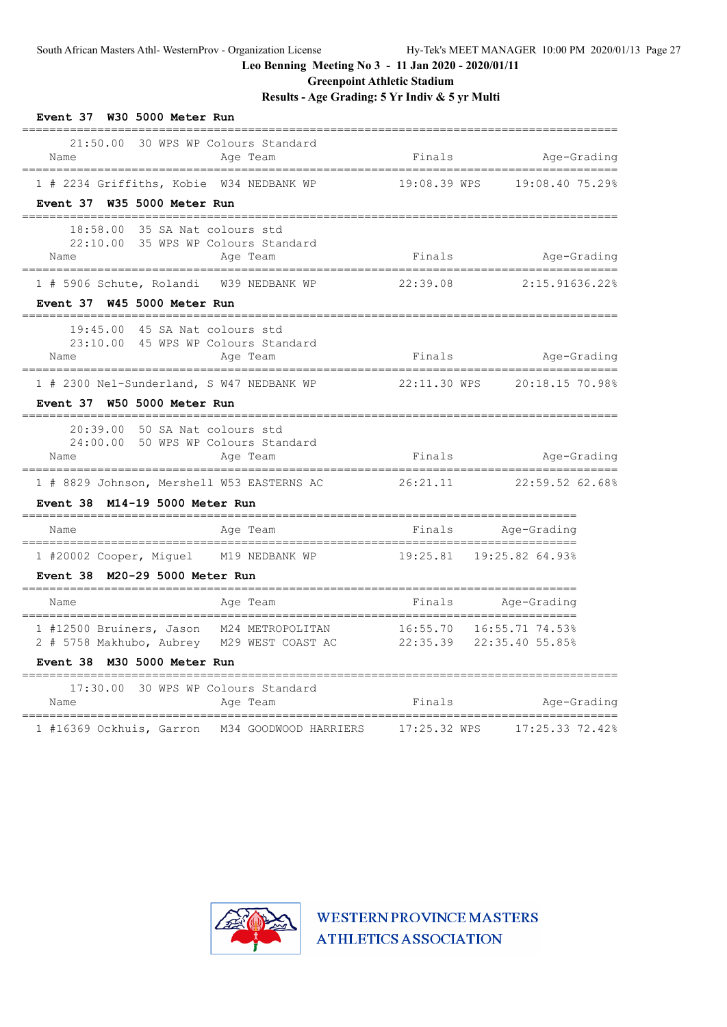Leo Benning Meeting No 3 - 11 Jan 2020 - 2020/01/11

Greenpoint Athletic Stadium

Results - Age Grading: 5 Yr Indiv & 5 yr Multi

**Event 37 W30 5000 Meter Run**

21:50.00 30 WPS WP Colours Standard

| | Name | Age | Team | Finals | Age-Grading |
|---|---|---|---|---|---|
| 1 | # 2234 Griffiths, Kobie | W34 | NEDBANK WP | 19:08.39 WPS | 19:08.40 75.29% |

**Event 37 W35 5000 Meter Run**

18:58.00 35 SA Nat colours std
22:10.00 35 WPS WP Colours Standard

| | Name | Age | Team | Finals | Age-Grading |
|---|---|---|---|---|---|
| 1 | # 5906 Schute, Rolandi | W39 | NEDBANK WP | 22:39.08 | 2:15.91636.22% |

**Event 37 W45 5000 Meter Run**

19:45.00 45 SA Nat colours std
23:10.00 45 WPS WP Colours Standard

| | Name | Age | Team | Finals | Age-Grading |
|---|---|---|---|---|---|
| 1 | # 2300 Nel-Sunderland, S | W47 | NEDBANK WP | 22:11.30 WPS | 20:18.15 70.98% |

**Event 37 W50 5000 Meter Run**

20:39.00 50 SA Nat colours std
24:00.00 50 WPS WP Colours Standard

| | Name | Age | Team | Finals | Age-Grading |
|---|---|---|---|---|---|
| 1 | # 8829 Johnson, Mershell | W53 | EASTERNS AC | 26:21.11 | 22:59.52 62.68% |

**Event 38 M14-19 5000 Meter Run**

| | Name | Age | Team | Finals | Age-Grading |
|---|---|---|---|---|---|
| 1 | #20002 Cooper, Miguel | M19 | NEDBANK WP | 19:25.81 | 19:25.82 64.93% |

**Event 38 M20-29 5000 Meter Run**

| | Name | Age | Team | Finals | Age-Grading |
|---|---|---|---|---|---|
| 1 | #12500 Bruiners, Jason | M24 | METROPOLITAN | 16:55.70 | 16:55.71 74.53% |
| 2 | # 5758 Makhubo, Aubrey | M29 | WEST COAST AC | 22:35.39 | 22:35.40 55.85% |

**Event 38 M30 5000 Meter Run**

17:30.00 30 WPS WP Colours Standard

| | Name | Age | Team | Finals | Age-Grading |
|---|---|---|---|---|---|
| 1 | #16369 Ockhuis, Garron | M34 | GOODWOOD HARRIERS | 17:25.32 WPS | 17:25.33 72.42% |

WESTERN PROVINCE MASTERS ATHLETICS ASSOCIATION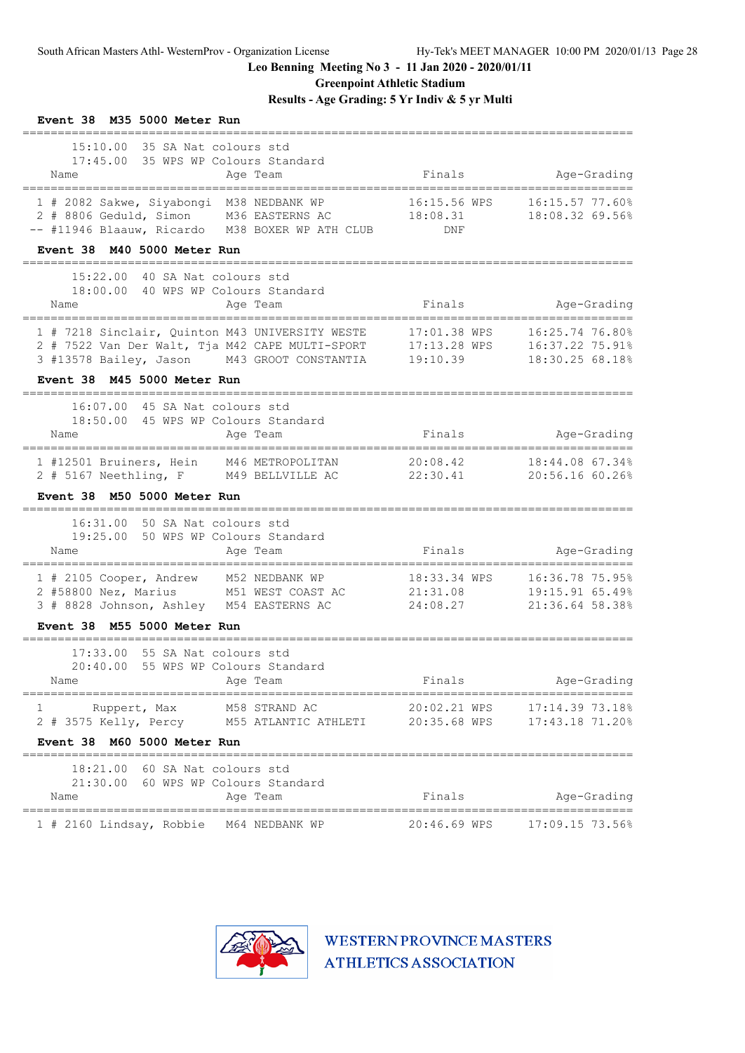Leo Benning Meeting No 3 - 11 Jan 2020 - 2020/01/11

Greenpoint Athletic Stadium

Results - Age Grading: 5 Yr Indiv & 5 yr Multi

### Event 38 M35 5000 Meter Run

15:10.00 35 SA Nat colours std
17:45.00 35 WPS WP Colours Standard

| Place | Name | Age | Team | Finals | Age-Grading |
|---|---|---|---|---|---|
| 1 | # 2082 Sakwe, Siyabongi | M38 | NEDBANK WP | 16:15.56 WPS | 16:15.57 77.60% |
| 2 | # 8806 Geduld, Simon | M36 | EASTERNS AC | 18:08.31 | 18:08.32 69.56% |
| -- | #11946 Blaauw, Ricardo | M38 | BOXER WP ATH CLUB | DNF | |

### Event 38 M40 5000 Meter Run

15:22.00 40 SA Nat colours std
18:00.00 40 WPS WP Colours Standard

| Place | Name | Age | Team | Finals | Age-Grading |
|---|---|---|---|---|---|
| 1 | # 7218 Sinclair, Quinton | M43 | UNIVERSITY WESTE | 17:01.38 WPS | 16:25.74 76.80% |
| 2 | # 7522 Van Der Walt, Tja | M42 | CAPE MULTI-SPORT | 17:13.28 WPS | 16:37.22 75.91% |
| 3 | #13578 Bailey, Jason | M43 | GROOT CONSTANTIA | 19:10.39 | 18:30.25 68.18% |

### Event 38 M45 5000 Meter Run

16:07.00 45 SA Nat colours std
18:50.00 45 WPS WP Colours Standard

| Place | Name | Age | Team | Finals | Age-Grading |
|---|---|---|---|---|---|
| 1 | #12501 Bruiners, Hein | M46 | METROPOLITAN | 20:08.42 | 18:44.08 67.34% |
| 2 | # 5167 Neethling, F | M49 | BELLVILLE AC | 22:30.41 | 20:56.16 60.26% |

### Event 38 M50 5000 Meter Run

16:31.00 50 SA Nat colours std
19:25.00 50 WPS WP Colours Standard

| Place | Name | Age | Team | Finals | Age-Grading |
|---|---|---|---|---|---|
| 1 | # 2105 Cooper, Andrew | M52 | NEDBANK WP | 18:33.34 WPS | 16:36.78 75.95% |
| 2 | #58800 Nez, Marius | M51 | WEST COAST AC | 21:31.08 | 19:15.91 65.49% |
| 3 | # 8828 Johnson, Ashley | M54 | EASTERNS AC | 24:08.27 | 21:36.64 58.38% |

### Event 38 M55 5000 Meter Run

17:33.00 55 SA Nat colours std
20:40.00 55 WPS WP Colours Standard

| Place | Name | Age | Team | Finals | Age-Grading |
|---|---|---|---|---|---|
| 1 | Ruppert, Max | M58 | STRAND AC | 20:02.21 WPS | 17:14.39 73.18% |
| 2 | # 3575 Kelly, Percy | M55 | ATLANTIC ATHLETI | 20:35.68 WPS | 17:43.18 71.20% |

### Event 38 M60 5000 Meter Run

18:21.00 60 SA Nat colours std
21:30.00 60 WPS WP Colours Standard

| Place | Name | Age | Team | Finals | Age-Grading |
|---|---|---|---|---|---|
| 1 | # 2160 Lindsay, Robbie | M64 | NEDBANK WP | 20:46.69 WPS | 17:09.15 73.56% |

WESTERN PROVINCE MASTERS ATHLETICS ASSOCIATION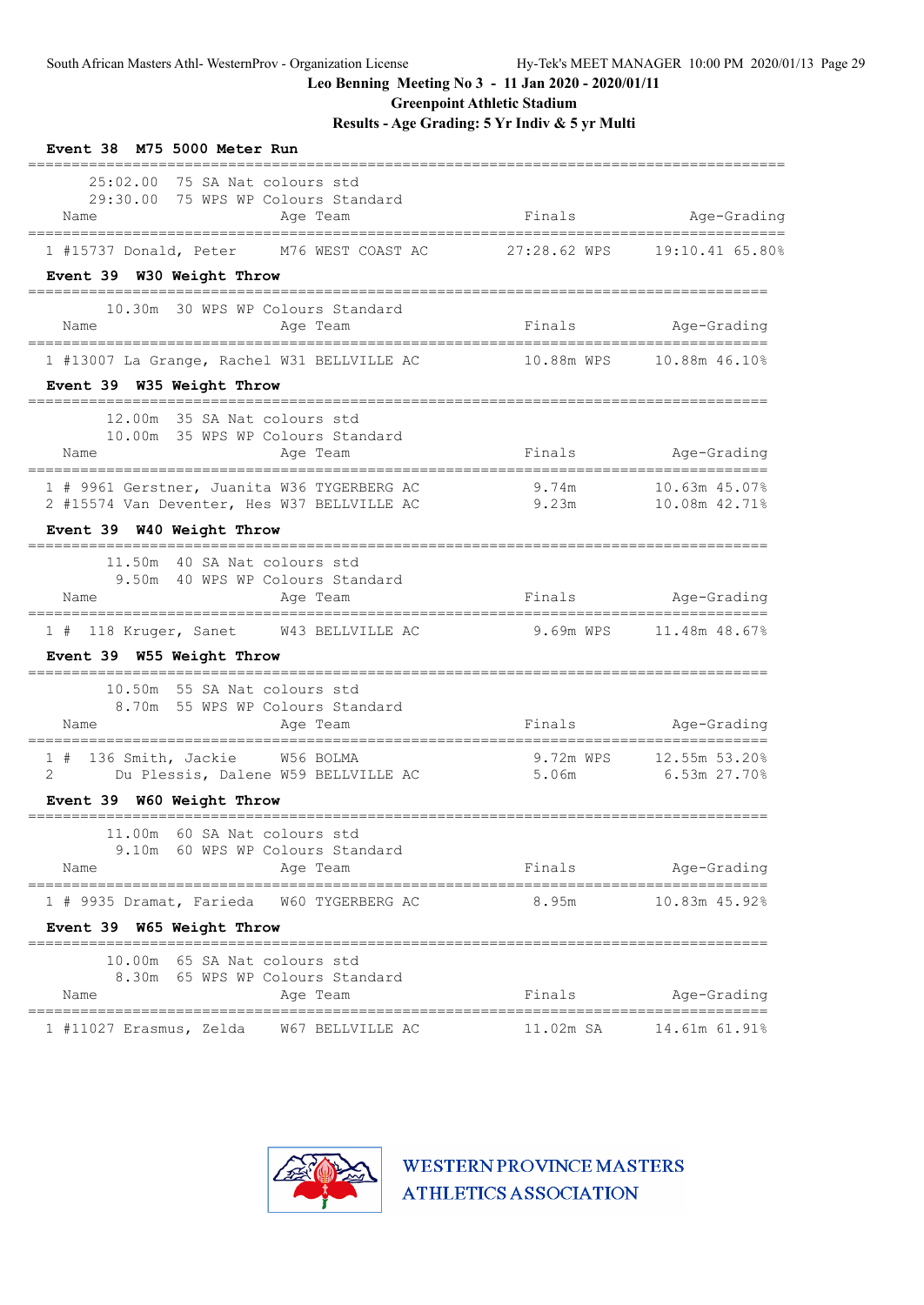Leo Benning Meeting No 3 - 11 Jan 2020 - 2020/01/11

Greenpoint Athletic Stadium

Results - Age Grading: 5 Yr Indiv & 5 yr Multi

### Event 38 M75 5000 Meter Run

25:02.00 75 SA Nat colours std
29:30.00 75 WPS WP Colours Standard

| | Name | Age | Team | Finals | | Age-Grading | |
|---|---|---|---|---|---|---|---|
| 1 | #15737 Donald, Peter | M76 | WEST COAST AC | 27:28.62 | WPS | 19:10.41 | 65.80% |

### Event 39 W30 Weight Throw

10.30m 30 WPS WP Colours Standard

| | Name | Age | Team | Finals | | Age-Grading | |
|---|---|---|---|---|---|---|---|
| 1 | #13007 La Grange, Rachel | W31 | BELLVILLE AC | 10.88m | WPS | 10.88m | 46.10% |

### Event 39 W35 Weight Throw

12.00m 35 SA Nat colours std
10.00m 35 WPS WP Colours Standard

| | Name | Age | Team | Finals | Age-Grading | |
|---|---|---|---|---|---|---|
| 1 | # 9961 Gerstner, Juanita | W36 | TYGERBERG AC | 9.74m | 10.63m | 45.07% |
| 2 | #15574 Van Deventer, Hes | W37 | BELLVILLE AC | 9.23m | 10.08m | 42.71% |

### Event 39 W40 Weight Throw

11.50m 40 SA Nat colours std
9.50m 40 WPS WP Colours Standard

| | Name | Age | Team | Finals | | Age-Grading | |
|---|---|---|---|---|---|---|---|
| 1 | # 118 Kruger, Sanet | W43 | BELLVILLE AC | 9.69m | WPS | 11.48m | 48.67% |

### Event 39 W55 Weight Throw

10.50m 55 SA Nat colours std
8.70m 55 WPS WP Colours Standard

| | Name | Age | Team | Finals | | Age-Grading | |
|---|---|---|---|---|---|---|---|
| 1 | # 136 Smith, Jackie | W56 | BOLMA | 9.72m | WPS | 12.55m | 53.20% |
| 2 | Du Plessis, Dalene | W59 | BELLVILLE AC | 5.06m | | 6.53m | 27.70% |

### Event 39 W60 Weight Throw

11.00m 60 SA Nat colours std
9.10m 60 WPS WP Colours Standard

| | Name | Age | Team | Finals | Age-Grading | |
|---|---|---|---|---|---|---|
| 1 | # 9935 Dramat, Farieda | W60 | TYGERBERG AC | 8.95m | 10.83m | 45.92% |

### Event 39 W65 Weight Throw

10.00m 65 SA Nat colours std
8.30m 65 WPS WP Colours Standard

| | Name | Age | Team | Finals | | Age-Grading | |
|---|---|---|---|---|---|---|---|
| 1 | #11027 Erasmus, Zelda | W67 | BELLVILLE AC | 11.02m | SA | 14.61m | 61.91% |

WESTERN PROVINCE MASTERS ATHLETICS ASSOCIATION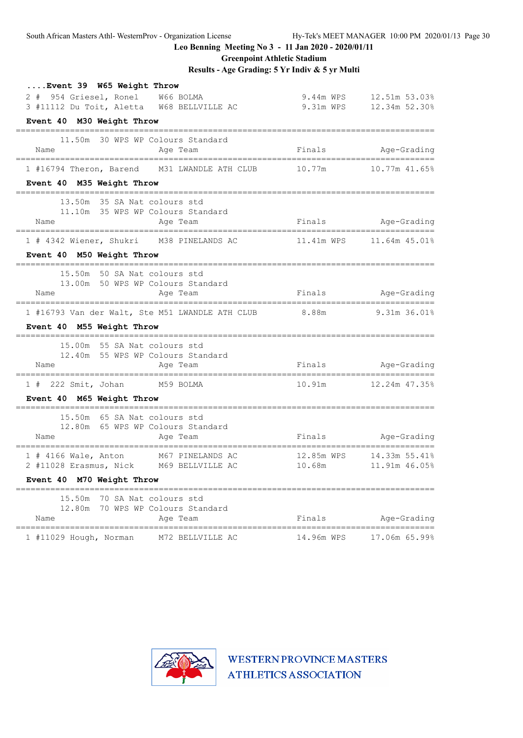**....Event 39 W65 Weight Throw**

| | | | | |
|---|---|---|---|---|
| 2 # 954 Griesel, Ronel | W66 | BOLMA | 9.44m WPS | 12.51m 53.03% |
| 3 #11112 Du Toit, Aletta | W68 | BELLVILLE AC | 9.31m WPS | 12.34m 52.30% |

**Event 40 M30 Weight Throw**

11.50m 30 WPS WP Colours Standard

| Name | Age | Team | Finals | Age-Grading |
|---|---|---|---|---|
| 1 #16794 Theron, Barend | M31 | LWANDLE ATH CLUB | 10.77m | 10.77m 41.65% |

**Event 40 M35 Weight Throw**

13.50m 35 SA Nat colours std
11.10m 35 WPS WP Colours Standard

| Name | Age | Team | Finals | Age-Grading |
|---|---|---|---|---|
| 1 # 4342 Wiener, Shukri | M38 | PINELANDS AC | 11.41m WPS | 11.64m 45.01% |

**Event 40 M50 Weight Throw**

15.50m 50 SA Nat colours std
13.00m 50 WPS WP Colours Standard

| Name | Age | Team | Finals | Age-Grading |
|---|---|---|---|---|
| 1 #16793 Van der Walt, Ste | M51 | LWANDLE ATH CLUB | 8.88m | 9.31m 36.01% |

**Event 40 M55 Weight Throw**

15.00m 55 SA Nat colours std
12.40m 55 WPS WP Colours Standard

| Name | Age | Team | Finals | Age-Grading |
|---|---|---|---|---|
| 1 # 222 Smit, Johan | M59 | BOLMA | 10.91m | 12.24m 47.35% |

**Event 40 M65 Weight Throw**

15.50m 65 SA Nat colours std
12.80m 65 WPS WP Colours Standard

| Name | Age | Team | Finals | Age-Grading |
|---|---|---|---|---|
| 1 # 4166 Wale, Anton | M67 | PINELANDS AC | 12.85m WPS | 14.33m 55.41% |
| 2 #11028 Erasmus, Nick | M69 | BELLVILLE AC | 10.68m | 11.91m 46.05% |

**Event 40 M70 Weight Throw**

15.50m 70 SA Nat colours std
12.80m 70 WPS WP Colours Standard

| Name | Age | Team | Finals | Age-Grading |
|---|---|---|---|---|
| 1 #11029 Hough, Norman | M72 | BELLVILLE AC | 14.96m WPS | 17.06m 65.99% |

WESTERN PROVINCE MASTERS ATHLETICS ASSOCIATION